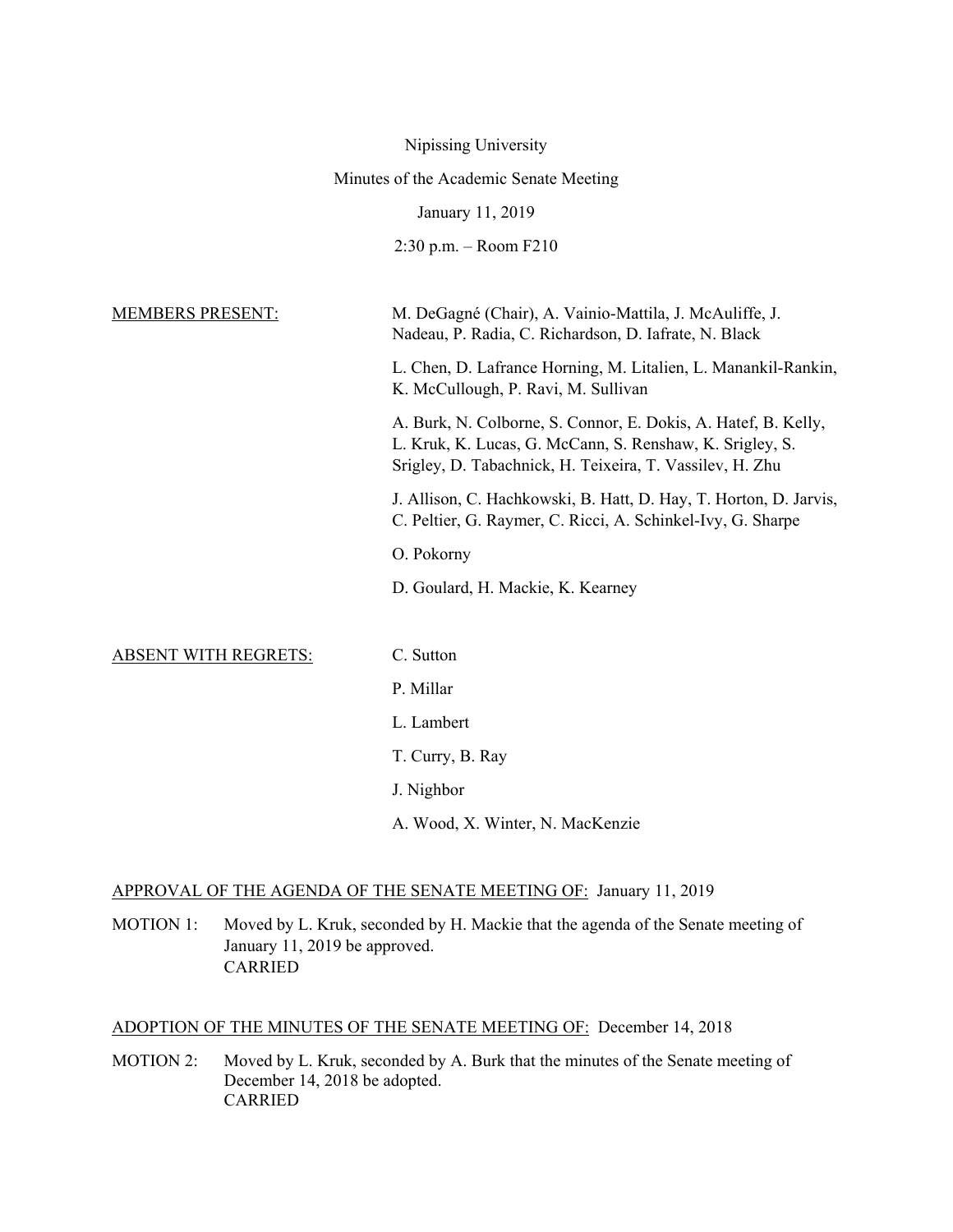Nipissing University

Minutes of the Academic Senate Meeting

January 11, 2019

2:30 p.m. – Room F210

MEMBERS PRESENT:

M. DeGagné (Chair), A. Vainio-Mattila, J. McAuliffe, J. Nadeau, P. Radia, C. Richardson, D. Iafrate, N. Black

L. Chen, D. Lafrance Horning, M. Litalien, L. Manankil-Rankin, K. McCullough, P. Ravi, M. Sullivan

A. Burk, N. Colborne, S. Connor, E. Dokis, A. Hatef, B. Kelly, L. Kruk, K. Lucas, G. McCann, S. Renshaw, K. Srigley, S. Srigley, D. Tabachnick, H. Teixeira, T. Vassilev, H. Zhu

J. Allison, C. Hachkowski, B. Hatt, D. Hay, T. Horton, D. Jarvis, C. Peltier, G. Raymer, C. Ricci, A. Schinkel-Ivy, G. Sharpe

O. Pokorny

D. Goulard, H. Mackie, K. Kearney

ABSENT WITH REGRETS:

C. Sutton

P. Millar

L. Lambert

T. Curry, B. Ray

J. Nighbor

A. Wood, X. Winter, N. MacKenzie

APPROVAL OF THE AGENDA OF THE SENATE MEETING OF: January 11, 2019

MOTION 1: Moved by L. Kruk, seconded by H. Mackie that the agenda of the Senate meeting of January 11, 2019 be approved.
CARRIED

ADOPTION OF THE MINUTES OF THE SENATE MEETING OF: December 14, 2018

MOTION 2: Moved by L. Kruk, seconded by A. Burk that the minutes of the Senate meeting of December 14, 2018 be adopted.
CARRIED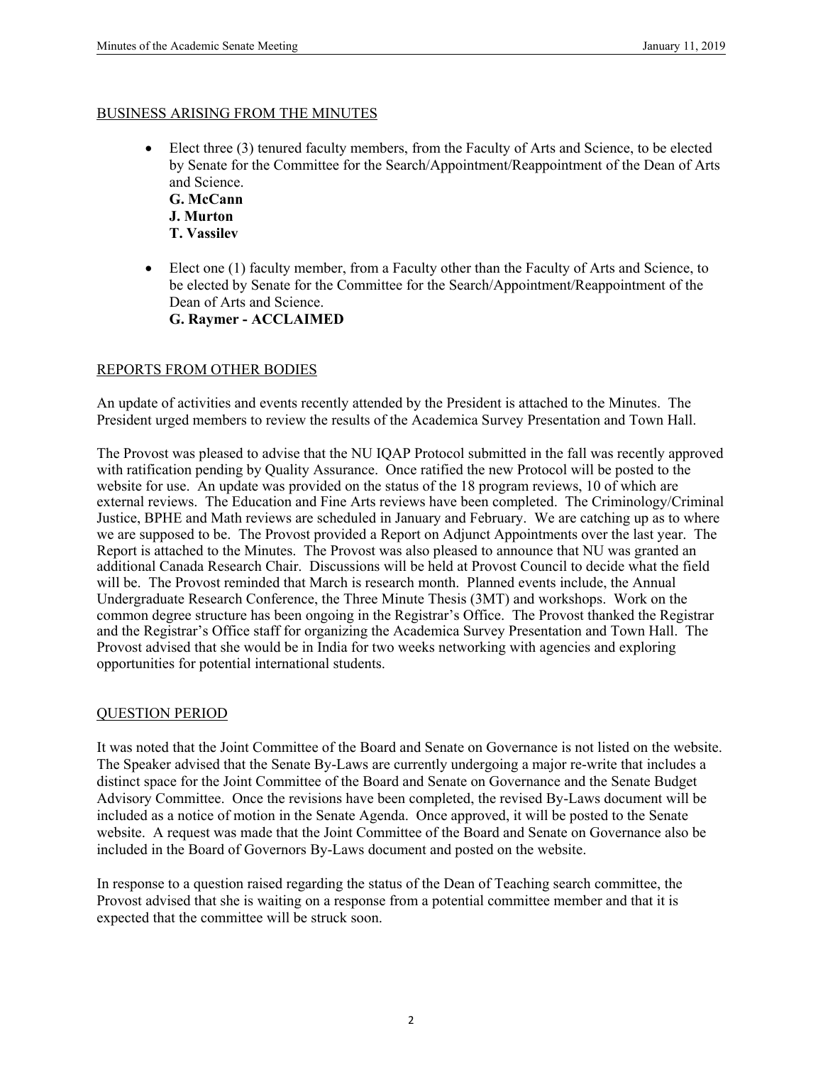## BUSINESS ARISING FROM THE MINUTES

- Elect three (3) tenured faculty members, from the Faculty of Arts and Science, to be elected by Senate for the Committee for the Search/Appointment/Reappointment of the Dean of Arts and Science.
  **G. McCann**
  **J. Murton**
  **T. Vassilev**

- Elect one (1) faculty member, from a Faculty other than the Faculty of Arts and Science, to be elected by Senate for the Committee for the Search/Appointment/Reappointment of the Dean of Arts and Science.
  **G. Raymer - ACCLAIMED**

## REPORTS FROM OTHER BODIES

An update of activities and events recently attended by the President is attached to the Minutes. The President urged members to review the results of the Academica Survey Presentation and Town Hall.

The Provost was pleased to advise that the NU IQAP Protocol submitted in the fall was recently approved with ratification pending by Quality Assurance. Once ratified the new Protocol will be posted to the website for use. An update was provided on the status of the 18 program reviews, 10 of which are external reviews. The Education and Fine Arts reviews have been completed. The Criminology/Criminal Justice, BPHE and Math reviews are scheduled in January and February. We are catching up as to where we are supposed to be. The Provost provided a Report on Adjunct Appointments over the last year. The Report is attached to the Minutes. The Provost was also pleased to announce that NU was granted an additional Canada Research Chair. Discussions will be held at Provost Council to decide what the field will be. The Provost reminded that March is research month. Planned events include, the Annual Undergraduate Research Conference, the Three Minute Thesis (3MT) and workshops. Work on the common degree structure has been ongoing in the Registrar's Office. The Provost thanked the Registrar and the Registrar's Office staff for organizing the Academica Survey Presentation and Town Hall. The Provost advised that she would be in India for two weeks networking with agencies and exploring opportunities for potential international students.

## QUESTION PERIOD

It was noted that the Joint Committee of the Board and Senate on Governance is not listed on the website. The Speaker advised that the Senate By-Laws are currently undergoing a major re-write that includes a distinct space for the Joint Committee of the Board and Senate on Governance and the Senate Budget Advisory Committee. Once the revisions have been completed, the revised By-Laws document will be included as a notice of motion in the Senate Agenda. Once approved, it will be posted to the Senate website. A request was made that the Joint Committee of the Board and Senate on Governance also be included in the Board of Governors By-Laws document and posted on the website.

In response to a question raised regarding the status of the Dean of Teaching search committee, the Provost advised that she is waiting on a response from a potential committee member and that it is expected that the committee will be struck soon.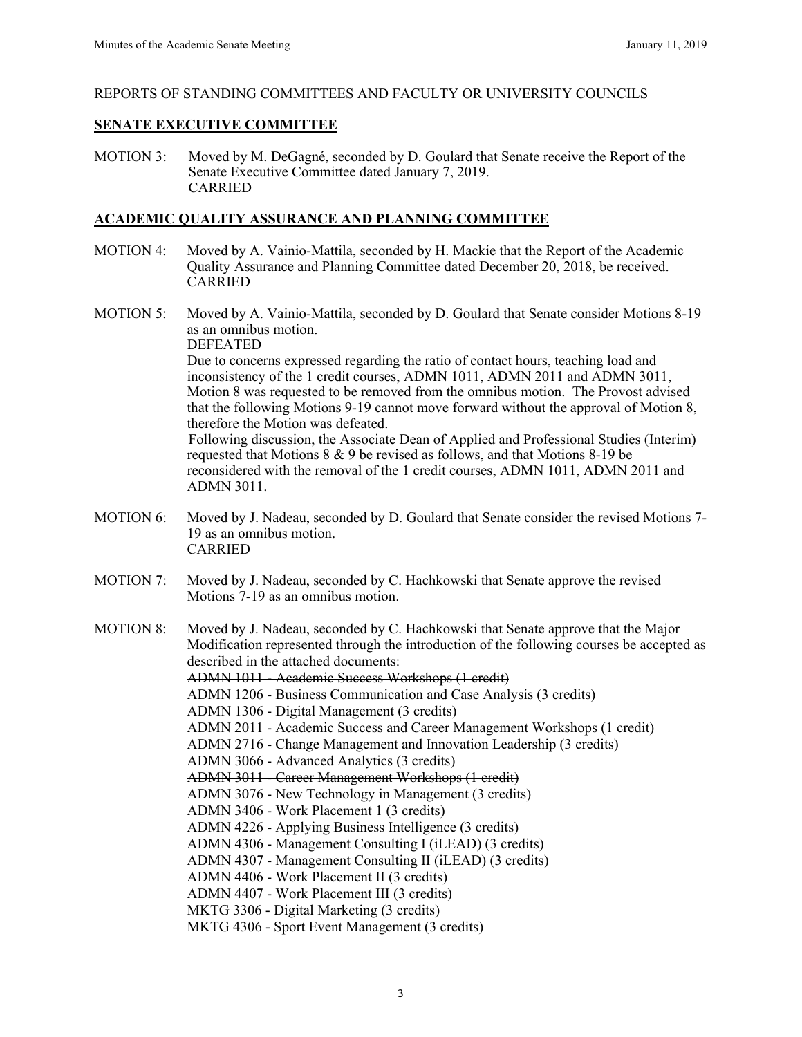REPORTS OF STANDING COMMITTEES AND FACULTY OR UNIVERSITY COUNCILS

## SENATE EXECUTIVE COMMITTEE

MOTION 3: Moved by M. DeGagné, seconded by D. Goulard that Senate receive the Report of the Senate Executive Committee dated January 7, 2019.
CARRIED

## ACADEMIC QUALITY ASSURANCE AND PLANNING COMMITTEE

MOTION 4: Moved by A. Vainio-Mattila, seconded by H. Mackie that the Report of the Academic Quality Assurance and Planning Committee dated December 20, 2018, be received.
CARRIED

MOTION 5: Moved by A. Vainio-Mattila, seconded by D. Goulard that Senate consider Motions 8-19 as an omnibus motion.
DEFEATED
Due to concerns expressed regarding the ratio of contact hours, teaching load and inconsistency of the 1 credit courses, ADMN 1011, ADMN 2011 and ADMN 3011, Motion 8 was requested to be removed from the omnibus motion. The Provost advised that the following Motions 9-19 cannot move forward without the approval of Motion 8, therefore the Motion was defeated.
Following discussion, the Associate Dean of Applied and Professional Studies (Interim) requested that Motions 8 & 9 be revised as follows, and that Motions 8-19 be reconsidered with the removal of the 1 credit courses, ADMN 1011, ADMN 2011 and ADMN 3011.

MOTION 6: Moved by J. Nadeau, seconded by D. Goulard that Senate consider the revised Motions 7-19 as an omnibus motion.
CARRIED

MOTION 7: Moved by J. Nadeau, seconded by C. Hachkowski that Senate approve the revised Motions 7-19 as an omnibus motion.

MOTION 8: Moved by J. Nadeau, seconded by C. Hachkowski that Senate approve that the Major Modification represented through the introduction of the following courses be accepted as described in the attached documents:
~~ADMN 1011 - Academic Success Workshops (1 credit)~~
ADMN 1206 - Business Communication and Case Analysis (3 credits)
ADMN 1306 - Digital Management (3 credits)
~~ADMN 2011 - Academic Success and Career Management Workshops (1 credit)~~
ADMN 2716 - Change Management and Innovation Leadership (3 credits)
ADMN 3066 - Advanced Analytics (3 credits)
~~ADMN 3011 - Career Management Workshops (1 credit)~~
ADMN 3076 - New Technology in Management (3 credits)
ADMN 3406 - Work Placement 1 (3 credits)
ADMN 4226 - Applying Business Intelligence (3 credits)
ADMN 4306 - Management Consulting I (iLEAD) (3 credits)
ADMN 4307 - Management Consulting II (iLEAD) (3 credits)
ADMN 4406 - Work Placement II (3 credits)
ADMN 4407 - Work Placement III (3 credits)
MKTG 3306 - Digital Marketing (3 credits)
MKTG 4306 - Sport Event Management (3 credits)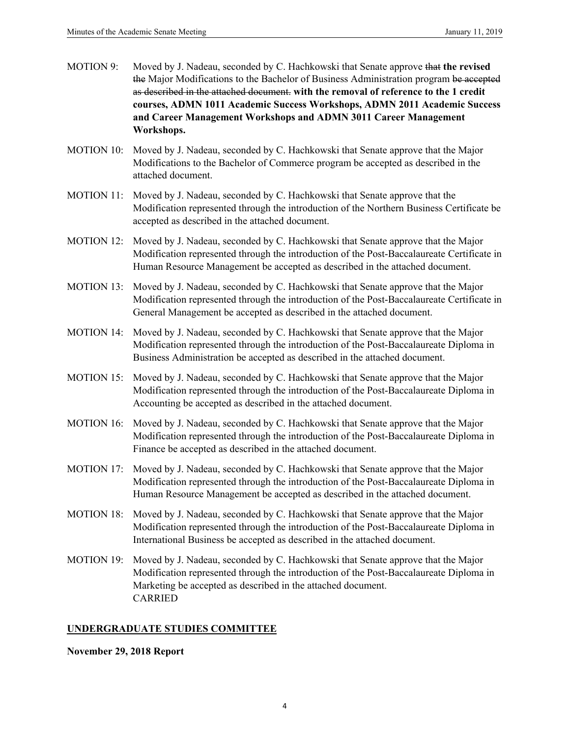MOTION 9: Moved by J. Nadeau, seconded by C. Hachkowski that Senate approve ~~that~~ **the revised** ~~the~~ Major Modifications to the Bachelor of Business Administration program ~~be accepted as described in the attached document.~~ **with the removal of reference to the 1 credit courses, ADMN 1011 Academic Success Workshops, ADMN 2011 Academic Success and Career Management Workshops and ADMN 3011 Career Management Workshops.**

MOTION 10: Moved by J. Nadeau, seconded by C. Hachkowski that Senate approve that the Major Modifications to the Bachelor of Commerce program be accepted as described in the attached document.

MOTION 11: Moved by J. Nadeau, seconded by C. Hachkowski that Senate approve that the Modification represented through the introduction of the Northern Business Certificate be accepted as described in the attached document.

MOTION 12: Moved by J. Nadeau, seconded by C. Hachkowski that Senate approve that the Major Modification represented through the introduction of the Post-Baccalaureate Certificate in Human Resource Management be accepted as described in the attached document.

MOTION 13: Moved by J. Nadeau, seconded by C. Hachkowski that Senate approve that the Major Modification represented through the introduction of the Post-Baccalaureate Certificate in General Management be accepted as described in the attached document.

MOTION 14: Moved by J. Nadeau, seconded by C. Hachkowski that Senate approve that the Major Modification represented through the introduction of the Post-Baccalaureate Diploma in Business Administration be accepted as described in the attached document.

MOTION 15: Moved by J. Nadeau, seconded by C. Hachkowski that Senate approve that the Major Modification represented through the introduction of the Post-Baccalaureate Diploma in Accounting be accepted as described in the attached document.

MOTION 16: Moved by J. Nadeau, seconded by C. Hachkowski that Senate approve that the Major Modification represented through the introduction of the Post-Baccalaureate Diploma in Finance be accepted as described in the attached document.

MOTION 17: Moved by J. Nadeau, seconded by C. Hachkowski that Senate approve that the Major Modification represented through the introduction of the Post-Baccalaureate Diploma in Human Resource Management be accepted as described in the attached document.

MOTION 18: Moved by J. Nadeau, seconded by C. Hachkowski that Senate approve that the Major Modification represented through the introduction of the Post-Baccalaureate Diploma in International Business be accepted as described in the attached document.

MOTION 19: Moved by J. Nadeau, seconded by C. Hachkowski that Senate approve that the Major Modification represented through the introduction of the Post-Baccalaureate Diploma in Marketing be accepted as described in the attached document.
CARRIED

## UNDERGRADUATE STUDIES COMMITTEE

**November 29, 2018 Report**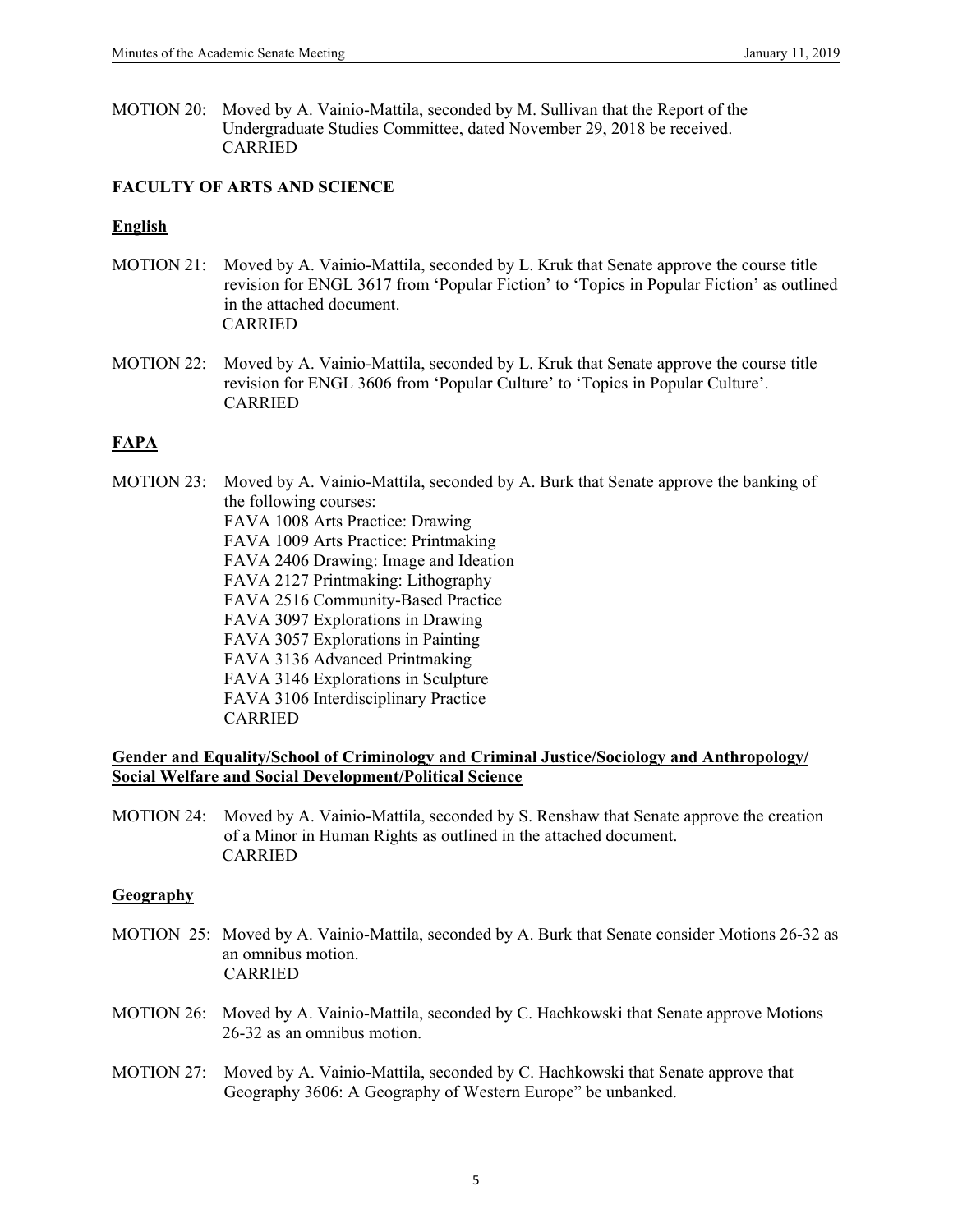MOTION 20: Moved by A. Vainio-Mattila, seconded by M. Sullivan that the Report of the Undergraduate Studies Committee, dated November 29, 2018 be received.
CARRIED

## FACULTY OF ARTS AND SCIENCE

### English

MOTION 21: Moved by A. Vainio-Mattila, seconded by L. Kruk that Senate approve the course title revision for ENGL 3617 from 'Popular Fiction' to 'Topics in Popular Fiction' as outlined in the attached document.
CARRIED

MOTION 22: Moved by A. Vainio-Mattila, seconded by L. Kruk that Senate approve the course title revision for ENGL 3606 from 'Popular Culture' to 'Topics in Popular Culture'.
CARRIED

### FAPA

MOTION 23: Moved by A. Vainio-Mattila, seconded by A. Burk that Senate approve the banking of the following courses:
FAVA 1008 Arts Practice: Drawing
FAVA 1009 Arts Practice: Printmaking
FAVA 2406 Drawing: Image and Ideation
FAVA 2127 Printmaking: Lithography
FAVA 2516 Community-Based Practice
FAVA 3097 Explorations in Drawing
FAVA 3057 Explorations in Painting
FAVA 3136 Advanced Printmaking
FAVA 3146 Explorations in Sculpture
FAVA 3106 Interdisciplinary Practice
CARRIED

### Gender and Equality/School of Criminology and Criminal Justice/Sociology and Anthropology/ Social Welfare and Social Development/Political Science

MOTION 24: Moved by A. Vainio-Mattila, seconded by S. Renshaw that Senate approve the creation of a Minor in Human Rights as outlined in the attached document.
CARRIED

### Geography

MOTION 25: Moved by A. Vainio-Mattila, seconded by A. Burk that Senate consider Motions 26-32 as an omnibus motion.
CARRIED

MOTION 26: Moved by A. Vainio-Mattila, seconded by C. Hachkowski that Senate approve Motions 26-32 as an omnibus motion.

MOTION 27: Moved by A. Vainio-Mattila, seconded by C. Hachkowski that Senate approve that Geography 3606: A Geography of Western Europe" be unbanked.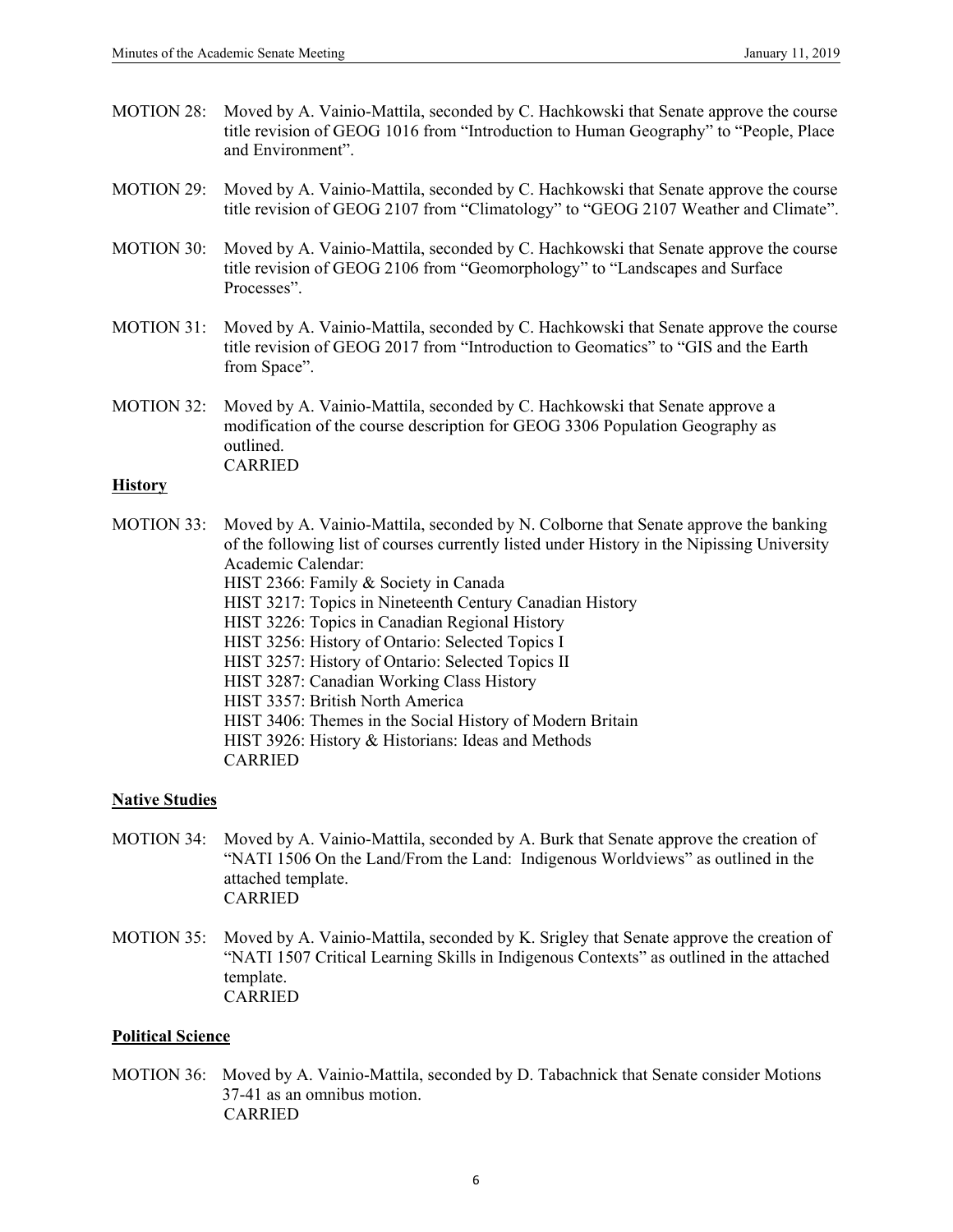MOTION 28: Moved by A. Vainio-Mattila, seconded by C. Hachkowski that Senate approve the course title revision of GEOG 1016 from "Introduction to Human Geography" to "People, Place and Environment".

MOTION 29: Moved by A. Vainio-Mattila, seconded by C. Hachkowski that Senate approve the course title revision of GEOG 2107 from "Climatology" to "GEOG 2107 Weather and Climate".

MOTION 30: Moved by A. Vainio-Mattila, seconded by C. Hachkowski that Senate approve the course title revision of GEOG 2106 from "Geomorphology" to "Landscapes and Surface Processes".

MOTION 31: Moved by A. Vainio-Mattila, seconded by C. Hachkowski that Senate approve the course title revision of GEOG 2017 from "Introduction to Geomatics" to "GIS and the Earth from Space".

MOTION 32: Moved by A. Vainio-Mattila, seconded by C. Hachkowski that Senate approve a modification of the course description for GEOG 3306 Population Geography as outlined.
CARRIED

**History**

MOTION 33: Moved by A. Vainio-Mattila, seconded by N. Colborne that Senate approve the banking of the following list of courses currently listed under History in the Nipissing University Academic Calendar:
HIST 2366: Family & Society in Canada
HIST 3217: Topics in Nineteenth Century Canadian History
HIST 3226: Topics in Canadian Regional History
HIST 3256: History of Ontario: Selected Topics I
HIST 3257: History of Ontario: Selected Topics II
HIST 3287: Canadian Working Class History
HIST 3357: British North America
HIST 3406: Themes in the Social History of Modern Britain
HIST 3926: History & Historians: Ideas and Methods
CARRIED

**Native Studies**

MOTION 34: Moved by A. Vainio-Mattila, seconded by A. Burk that Senate approve the creation of "NATI 1506 On the Land/From the Land: Indigenous Worldviews" as outlined in the attached template.
CARRIED

MOTION 35: Moved by A. Vainio-Mattila, seconded by K. Srigley that Senate approve the creation of "NATI 1507 Critical Learning Skills in Indigenous Contexts" as outlined in the attached template.
CARRIED

**Political Science**

MOTION 36: Moved by A. Vainio-Mattila, seconded by D. Tabachnick that Senate consider Motions 37-41 as an omnibus motion.
CARRIED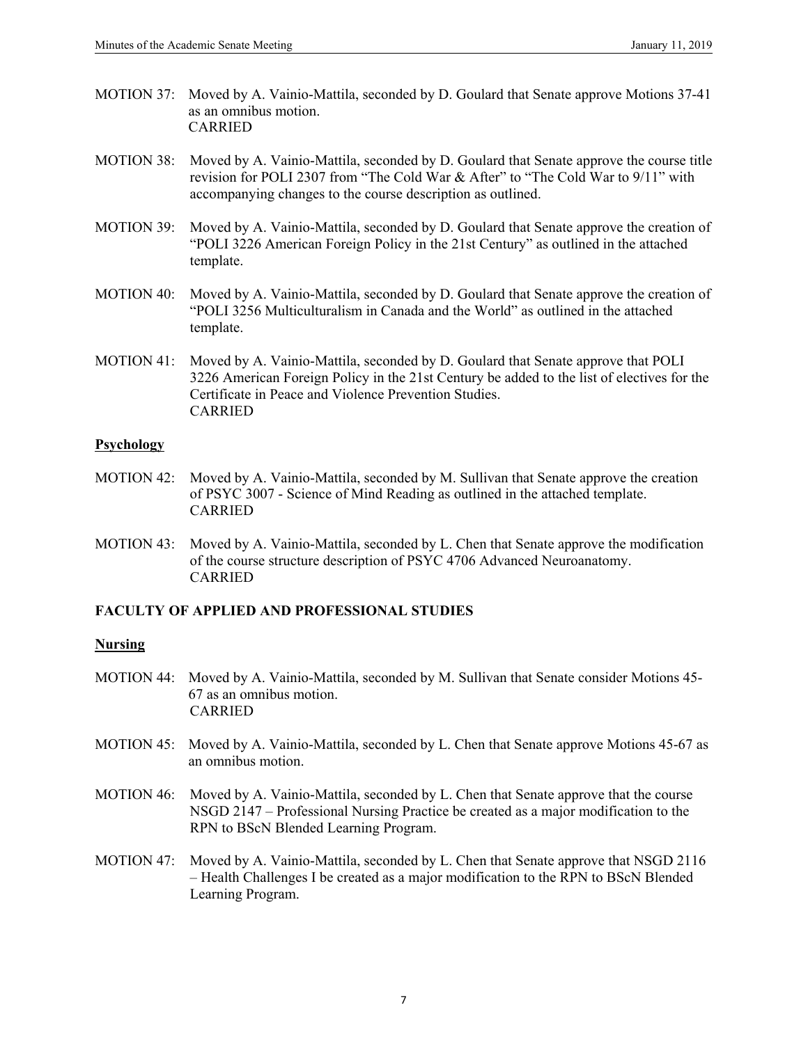MOTION 37: Moved by A. Vainio-Mattila, seconded by D. Goulard that Senate approve Motions 37-41 as an omnibus motion.
CARRIED

MOTION 38: Moved by A. Vainio-Mattila, seconded by D. Goulard that Senate approve the course title revision for POLI 2307 from "The Cold War & After" to "The Cold War to 9/11" with accompanying changes to the course description as outlined.

MOTION 39: Moved by A. Vainio-Mattila, seconded by D. Goulard that Senate approve the creation of "POLI 3226 American Foreign Policy in the 21st Century" as outlined in the attached template.

MOTION 40: Moved by A. Vainio-Mattila, seconded by D. Goulard that Senate approve the creation of "POLI 3256 Multiculturalism in Canada and the World" as outlined in the attached template.

MOTION 41: Moved by A. Vainio-Mattila, seconded by D. Goulard that Senate approve that POLI 3226 American Foreign Policy in the 21st Century be added to the list of electives for the Certificate in Peace and Violence Prevention Studies.
CARRIED

**Psychology**

MOTION 42: Moved by A. Vainio-Mattila, seconded by M. Sullivan that Senate approve the creation of PSYC 3007 - Science of Mind Reading as outlined in the attached template.
CARRIED

MOTION 43: Moved by A. Vainio-Mattila, seconded by L. Chen that Senate approve the modification of the course structure description of PSYC 4706 Advanced Neuroanatomy.
CARRIED

**FACULTY OF APPLIED AND PROFESSIONAL STUDIES**

**Nursing**

MOTION 44: Moved by A. Vainio-Mattila, seconded by M. Sullivan that Senate consider Motions 45-67 as an omnibus motion.
CARRIED

MOTION 45: Moved by A. Vainio-Mattila, seconded by L. Chen that Senate approve Motions 45-67 as an omnibus motion.

MOTION 46: Moved by A. Vainio-Mattila, seconded by L. Chen that Senate approve that the course NSGD 2147 – Professional Nursing Practice be created as a major modification to the RPN to BScN Blended Learning Program.

MOTION 47: Moved by A. Vainio-Mattila, seconded by L. Chen that Senate approve that NSGD 2116 – Health Challenges I be created as a major modification to the RPN to BScN Blended Learning Program.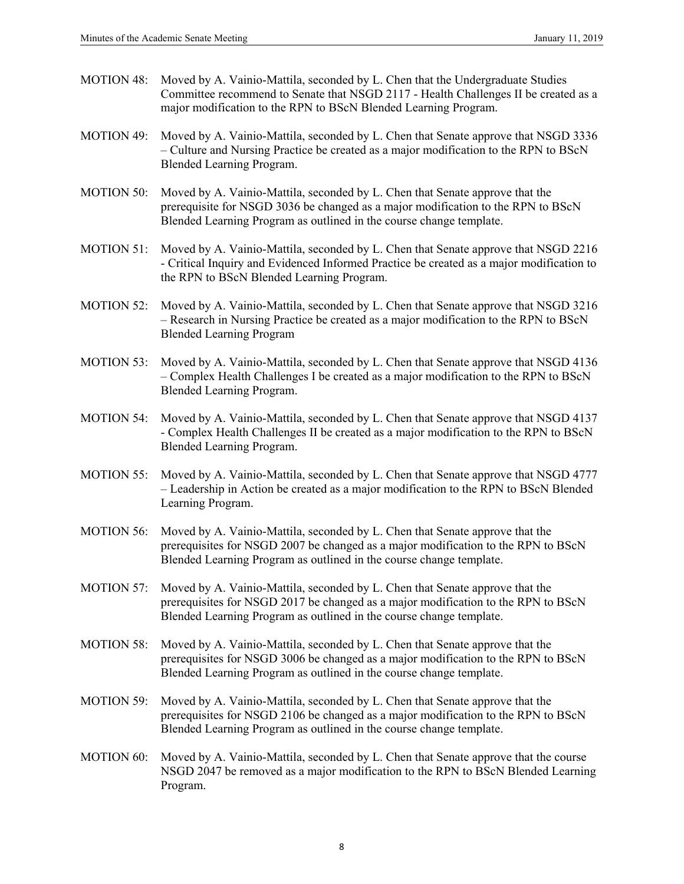MOTION 48: Moved by A. Vainio-Mattila, seconded by L. Chen that the Undergraduate Studies Committee recommend to Senate that NSGD 2117 - Health Challenges II be created as a major modification to the RPN to BScN Blended Learning Program.

MOTION 49: Moved by A. Vainio-Mattila, seconded by L. Chen that Senate approve that NSGD 3336 – Culture and Nursing Practice be created as a major modification to the RPN to BScN Blended Learning Program.

MOTION 50: Moved by A. Vainio-Mattila, seconded by L. Chen that Senate approve that the prerequisite for NSGD 3036 be changed as a major modification to the RPN to BScN Blended Learning Program as outlined in the course change template.

MOTION 51: Moved by A. Vainio-Mattila, seconded by L. Chen that Senate approve that NSGD 2216 - Critical Inquiry and Evidenced Informed Practice be created as a major modification to the RPN to BScN Blended Learning Program.

MOTION 52: Moved by A. Vainio-Mattila, seconded by L. Chen that Senate approve that NSGD 3216 – Research in Nursing Practice be created as a major modification to the RPN to BScN Blended Learning Program

MOTION 53: Moved by A. Vainio-Mattila, seconded by L. Chen that Senate approve that NSGD 4136 – Complex Health Challenges I be created as a major modification to the RPN to BScN Blended Learning Program.

MOTION 54: Moved by A. Vainio-Mattila, seconded by L. Chen that Senate approve that NSGD 4137 - Complex Health Challenges II be created as a major modification to the RPN to BScN Blended Learning Program.

MOTION 55: Moved by A. Vainio-Mattila, seconded by L. Chen that Senate approve that NSGD 4777 – Leadership in Action be created as a major modification to the RPN to BScN Blended Learning Program.

MOTION 56: Moved by A. Vainio-Mattila, seconded by L. Chen that Senate approve that the prerequisites for NSGD 2007 be changed as a major modification to the RPN to BScN Blended Learning Program as outlined in the course change template.

MOTION 57: Moved by A. Vainio-Mattila, seconded by L. Chen that Senate approve that the prerequisites for NSGD 2017 be changed as a major modification to the RPN to BScN Blended Learning Program as outlined in the course change template.

MOTION 58: Moved by A. Vainio-Mattila, seconded by L. Chen that Senate approve that the prerequisites for NSGD 3006 be changed as a major modification to the RPN to BScN Blended Learning Program as outlined in the course change template.

MOTION 59: Moved by A. Vainio-Mattila, seconded by L. Chen that Senate approve that the prerequisites for NSGD 2106 be changed as a major modification to the RPN to BScN Blended Learning Program as outlined in the course change template.

MOTION 60: Moved by A. Vainio-Mattila, seconded by L. Chen that Senate approve that the course NSGD 2047 be removed as a major modification to the RPN to BScN Blended Learning Program.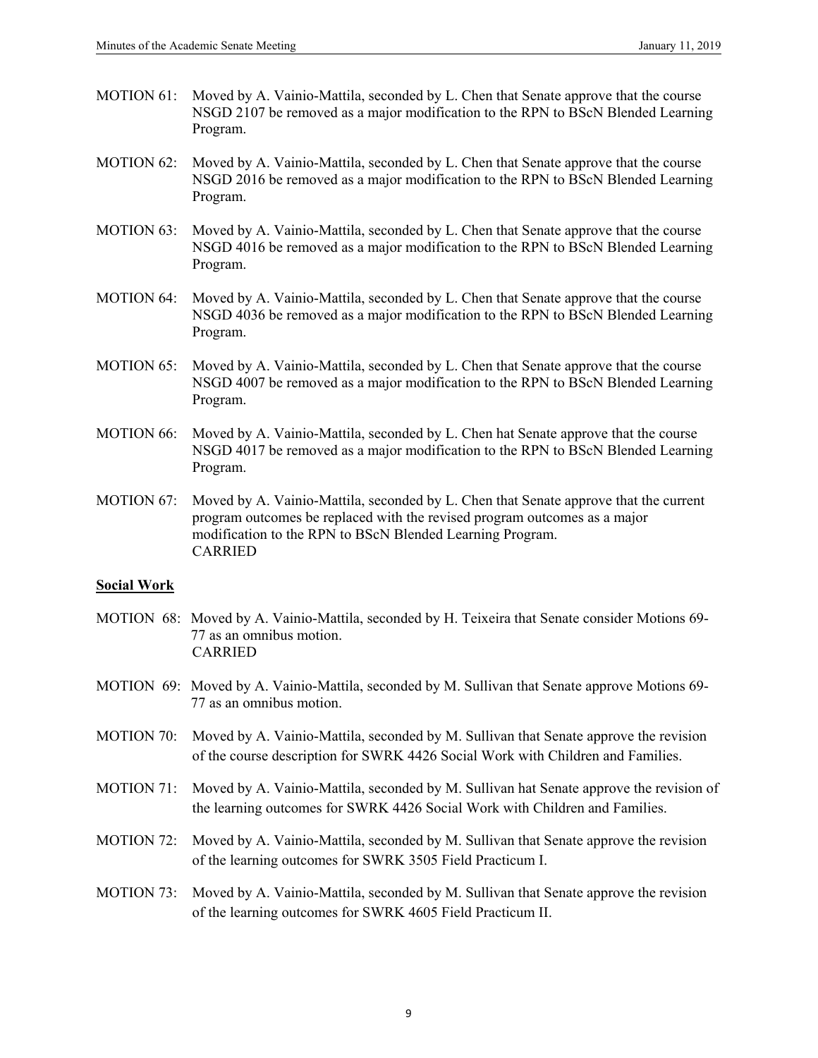MOTION 61: Moved by A. Vainio-Mattila, seconded by L. Chen that Senate approve that the course NSGD 2107 be removed as a major modification to the RPN to BScN Blended Learning Program.

MOTION 62: Moved by A. Vainio-Mattila, seconded by L. Chen that Senate approve that the course NSGD 2016 be removed as a major modification to the RPN to BScN Blended Learning Program.

MOTION 63: Moved by A. Vainio-Mattila, seconded by L. Chen that Senate approve that the course NSGD 4016 be removed as a major modification to the RPN to BScN Blended Learning Program.

MOTION 64: Moved by A. Vainio-Mattila, seconded by L. Chen that Senate approve that the course NSGD 4036 be removed as a major modification to the RPN to BScN Blended Learning Program.

MOTION 65: Moved by A. Vainio-Mattila, seconded by L. Chen that Senate approve that the course NSGD 4007 be removed as a major modification to the RPN to BScN Blended Learning Program.

MOTION 66: Moved by A. Vainio-Mattila, seconded by L. Chen hat Senate approve that the course NSGD 4017 be removed as a major modification to the RPN to BScN Blended Learning Program.

MOTION 67: Moved by A. Vainio-Mattila, seconded by L. Chen that Senate approve that the current program outcomes be replaced with the revised program outcomes as a major modification to the RPN to BScN Blended Learning Program.
CARRIED

**Social Work**

MOTION 68: Moved by A. Vainio-Mattila, seconded by H. Teixeira that Senate consider Motions 69-77 as an omnibus motion.
CARRIED

MOTION 69: Moved by A. Vainio-Mattila, seconded by M. Sullivan that Senate approve Motions 69-77 as an omnibus motion.

MOTION 70: Moved by A. Vainio-Mattila, seconded by M. Sullivan that Senate approve the revision of the course description for SWRK 4426 Social Work with Children and Families.

MOTION 71: Moved by A. Vainio-Mattila, seconded by M. Sullivan hat Senate approve the revision of the learning outcomes for SWRK 4426 Social Work with Children and Families.

MOTION 72: Moved by A. Vainio-Mattila, seconded by M. Sullivan that Senate approve the revision of the learning outcomes for SWRK 3505 Field Practicum I.

MOTION 73: Moved by A. Vainio-Mattila, seconded by M. Sullivan that Senate approve the revision of the learning outcomes for SWRK 4605 Field Practicum II.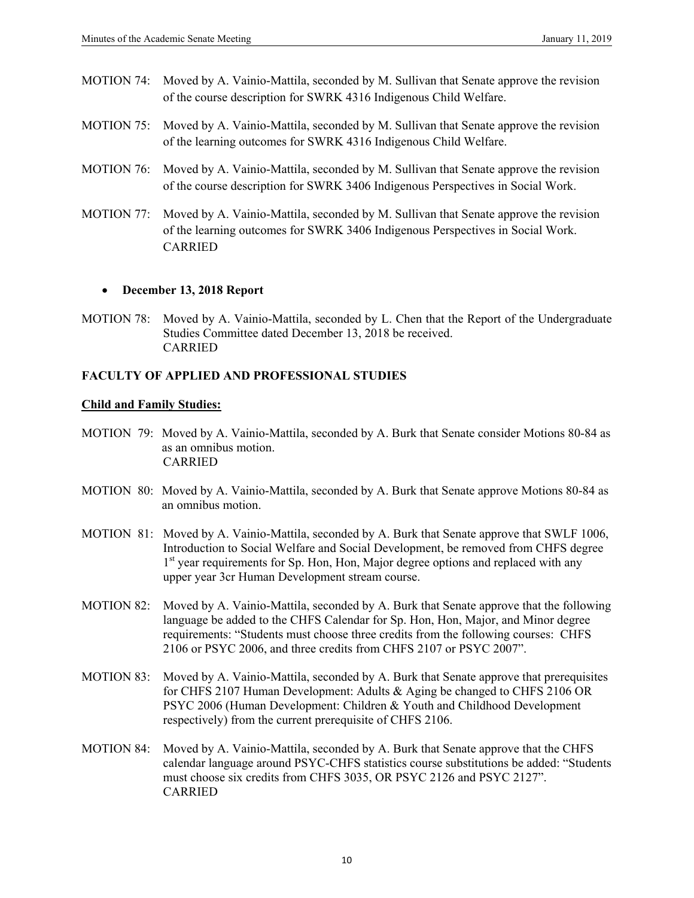MOTION 74: Moved by A. Vainio-Mattila, seconded by M. Sullivan that Senate approve the revision of the course description for SWRK 4316 Indigenous Child Welfare.

MOTION 75: Moved by A. Vainio-Mattila, seconded by M. Sullivan that Senate approve the revision of the learning outcomes for SWRK 4316 Indigenous Child Welfare.

MOTION 76: Moved by A. Vainio-Mattila, seconded by M. Sullivan that Senate approve the revision of the course description for SWRK 3406 Indigenous Perspectives in Social Work.

MOTION 77: Moved by A. Vainio-Mattila, seconded by M. Sullivan that Senate approve the revision of the learning outcomes for SWRK 3406 Indigenous Perspectives in Social Work.
CARRIED

- **December 13, 2018 Report**

MOTION 78: Moved by A. Vainio-Mattila, seconded by L. Chen that the Report of the Undergraduate Studies Committee dated December 13, 2018 be received.
CARRIED

**FACULTY OF APPLIED AND PROFESSIONAL STUDIES**

**Child and Family Studies:**

MOTION 79: Moved by A. Vainio-Mattila, seconded by A. Burk that Senate consider Motions 80-84 as as an omnibus motion.
CARRIED

MOTION 80: Moved by A. Vainio-Mattila, seconded by A. Burk that Senate approve Motions 80-84 as an omnibus motion.

MOTION 81: Moved by A. Vainio-Mattila, seconded by A. Burk that Senate approve that SWLF 1006, Introduction to Social Welfare and Social Development, be removed from CHFS degree 1st year requirements for Sp. Hon, Hon, Major degree options and replaced with any upper year 3cr Human Development stream course.

MOTION 82: Moved by A. Vainio-Mattila, seconded by A. Burk that Senate approve that the following language be added to the CHFS Calendar for Sp. Hon, Hon, Major, and Minor degree requirements: "Students must choose three credits from the following courses: CHFS 2106 or PSYC 2006, and three credits from CHFS 2107 or PSYC 2007".

MOTION 83: Moved by A. Vainio-Mattila, seconded by A. Burk that Senate approve that prerequisites for CHFS 2107 Human Development: Adults & Aging be changed to CHFS 2106 OR PSYC 2006 (Human Development: Children & Youth and Childhood Development respectively) from the current prerequisite of CHFS 2106.

MOTION 84: Moved by A. Vainio-Mattila, seconded by A. Burk that Senate approve that the CHFS calendar language around PSYC-CHFS statistics course substitutions be added: "Students must choose six credits from CHFS 3035, OR PSYC 2126 and PSYC 2127".
CARRIED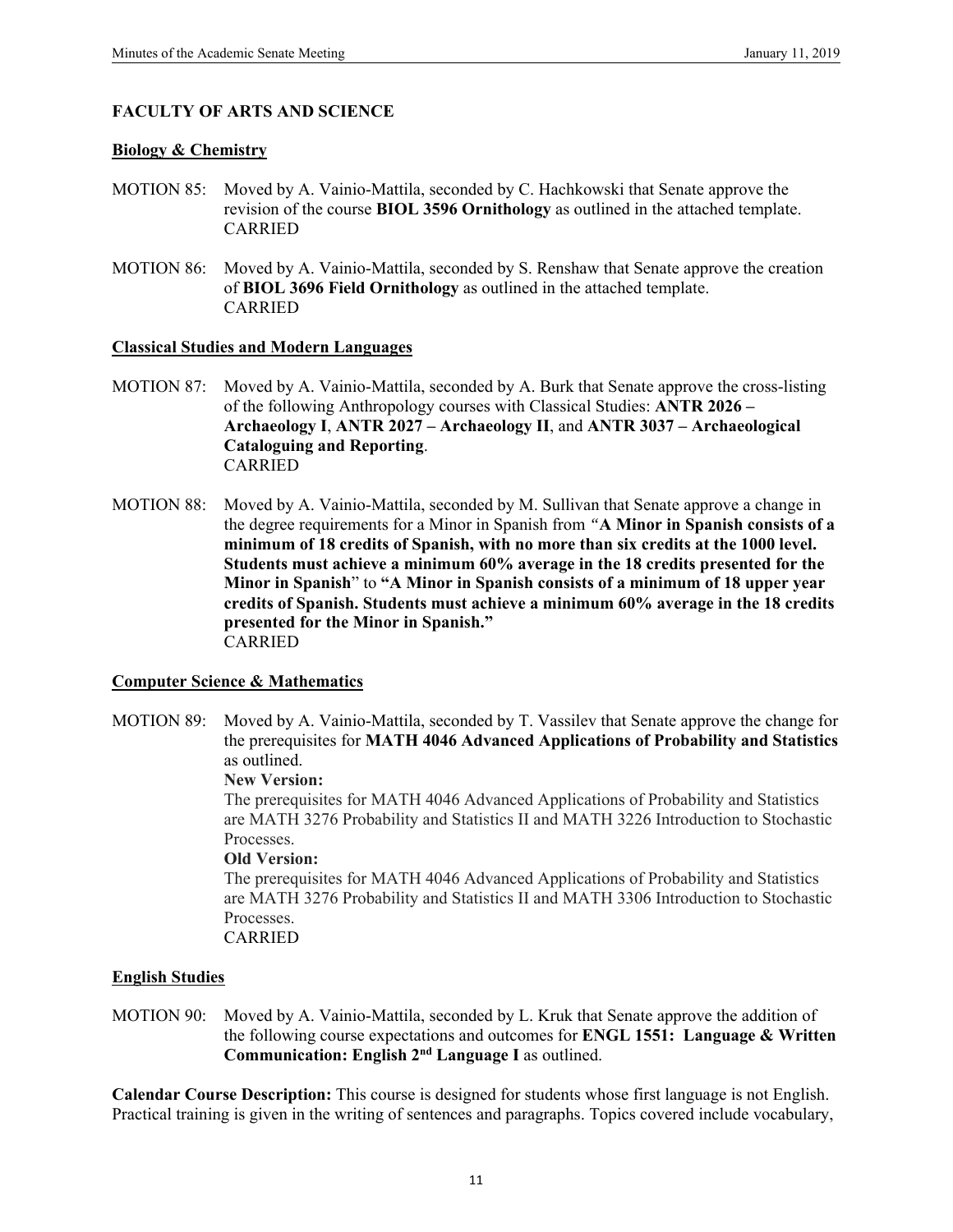## FACULTY OF ARTS AND SCIENCE

### Biology & Chemistry

MOTION 85: Moved by A. Vainio-Mattila, seconded by C. Hachkowski that Senate approve the revision of the course **BIOL 3596 Ornithology** as outlined in the attached template.
CARRIED

MOTION 86: Moved by A. Vainio-Mattila, seconded by S. Renshaw that Senate approve the creation of **BIOL 3696 Field Ornithology** as outlined in the attached template.
CARRIED

### Classical Studies and Modern Languages

MOTION 87: Moved by A. Vainio-Mattila, seconded by A. Burk that Senate approve the cross-listing of the following Anthropology courses with Classical Studies: **ANTR 2026 – Archaeology I**, **ANTR 2027 – Archaeology II**, and **ANTR 3037 – Archaeological Cataloguing and Reporting**.
CARRIED

MOTION 88: Moved by A. Vainio-Mattila, seconded by M. Sullivan that Senate approve a change in the degree requirements for a Minor in Spanish from *"***A Minor in Spanish consists of a minimum of 18 credits of Spanish, with no more than six credits at the 1000 level. Students must achieve a minimum 60% average in the 18 credits presented for the Minor in Spanish**" to **"A Minor in Spanish consists of a minimum of 18 upper year credits of Spanish. Students must achieve a minimum 60% average in the 18 credits presented for the Minor in Spanish."**
CARRIED

### Computer Science & Mathematics

MOTION 89: Moved by A. Vainio-Mattila, seconded by T. Vassilev that Senate approve the change for the prerequisites for **MATH 4046 Advanced Applications of Probability and Statistics** as outlined.

**New Version:**
The prerequisites for MATH 4046 Advanced Applications of Probability and Statistics are MATH 3276 Probability and Statistics II and MATH 3226 Introduction to Stochastic Processes.

**Old Version:**
The prerequisites for MATH 4046 Advanced Applications of Probability and Statistics are MATH 3276 Probability and Statistics II and MATH 3306 Introduction to Stochastic Processes.
CARRIED

### English Studies

MOTION 90: Moved by A. Vainio-Mattila, seconded by L. Kruk that Senate approve the addition of the following course expectations and outcomes for **ENGL 1551: Language & Written Communication: English 2nd Language I** as outlined.

**Calendar Course Description:** This course is designed for students whose first language is not English. Practical training is given in the writing of sentences and paragraphs. Topics covered include vocabulary,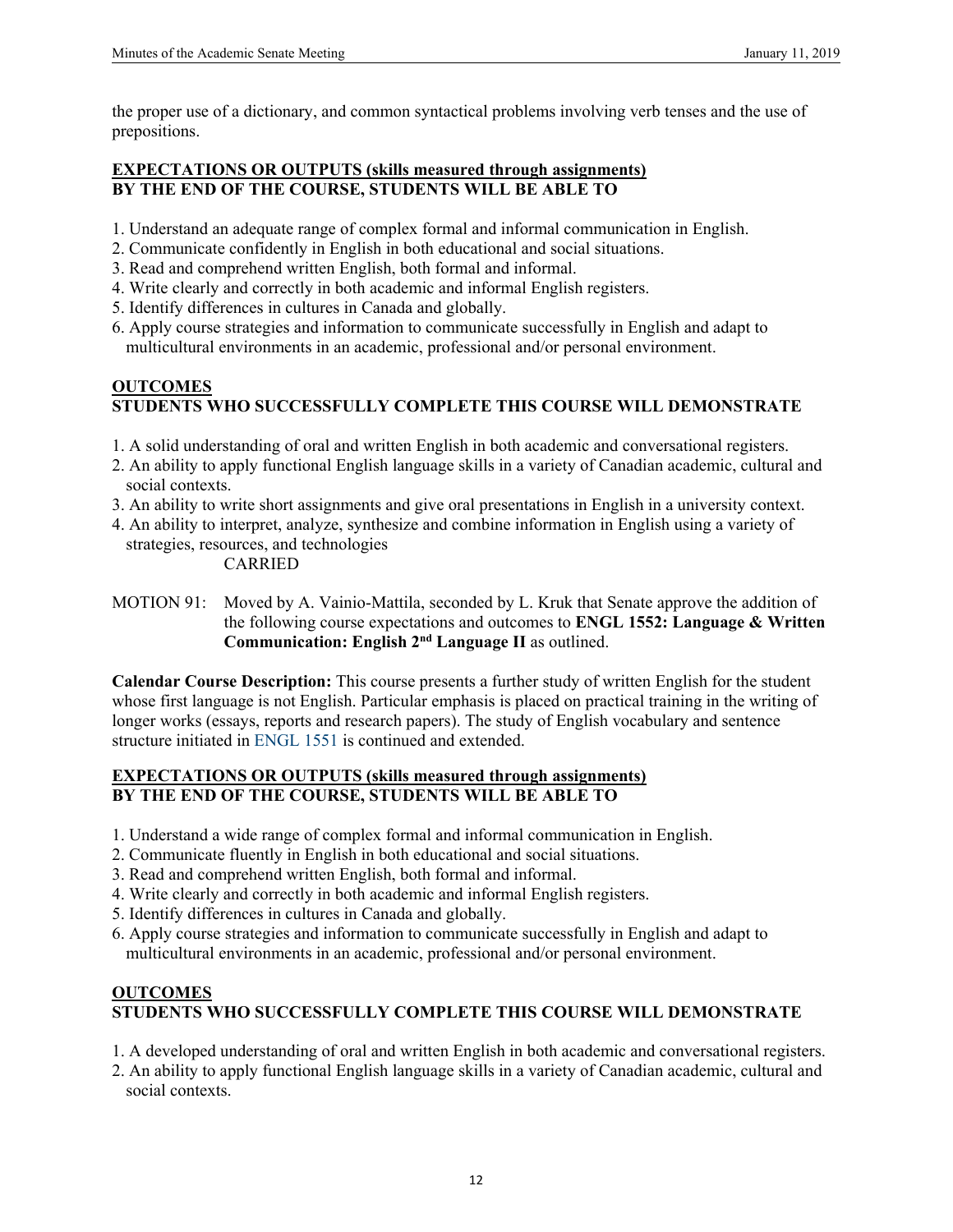the proper use of a dictionary, and common syntactical problems involving verb tenses and the use of prepositions.

**EXPECTATIONS OR OUTPUTS (skills measured through assignments)**
**BY THE END OF THE COURSE, STUDENTS WILL BE ABLE TO**

1. Understand an adequate range of complex formal and informal communication in English.
2. Communicate confidently in English in both educational and social situations.
3. Read and comprehend written English, both formal and informal.
4. Write clearly and correctly in both academic and informal English registers.
5. Identify differences in cultures in Canada and globally.
6. Apply course strategies and information to communicate successfully in English and adapt to multicultural environments in an academic, professional and/or personal environment.

**OUTCOMES**
**STUDENTS WHO SUCCESSFULLY COMPLETE THIS COURSE WILL DEMONSTRATE**

1. A solid understanding of oral and written English in both academic and conversational registers.
2. An ability to apply functional English language skills in a variety of Canadian academic, cultural and social contexts.
3. An ability to write short assignments and give oral presentations in English in a university context.
4. An ability to interpret, analyze, synthesize and combine information in English using a variety of strategies, resources, and technologies

CARRIED

MOTION 91: Moved by A. Vainio-Mattila, seconded by L. Kruk that Senate approve the addition of the following course expectations and outcomes to **ENGL 1552: Language & Written Communication: English 2nd Language II** as outlined.

**Calendar Course Description:** This course presents a further study of written English for the student whose first language is not English. Particular emphasis is placed on practical training in the writing of longer works (essays, reports and research papers). The study of English vocabulary and sentence structure initiated in ENGL 1551 is continued and extended.

**EXPECTATIONS OR OUTPUTS (skills measured through assignments)**
**BY THE END OF THE COURSE, STUDENTS WILL BE ABLE TO**

1. Understand a wide range of complex formal and informal communication in English.
2. Communicate fluently in English in both educational and social situations.
3. Read and comprehend written English, both formal and informal.
4. Write clearly and correctly in both academic and informal English registers.
5. Identify differences in cultures in Canada and globally.
6. Apply course strategies and information to communicate successfully in English and adapt to multicultural environments in an academic, professional and/or personal environment.

**OUTCOMES**
**STUDENTS WHO SUCCESSFULLY COMPLETE THIS COURSE WILL DEMONSTRATE**

1. A developed understanding of oral and written English in both academic and conversational registers.
2. An ability to apply functional English language skills in a variety of Canadian academic, cultural and social contexts.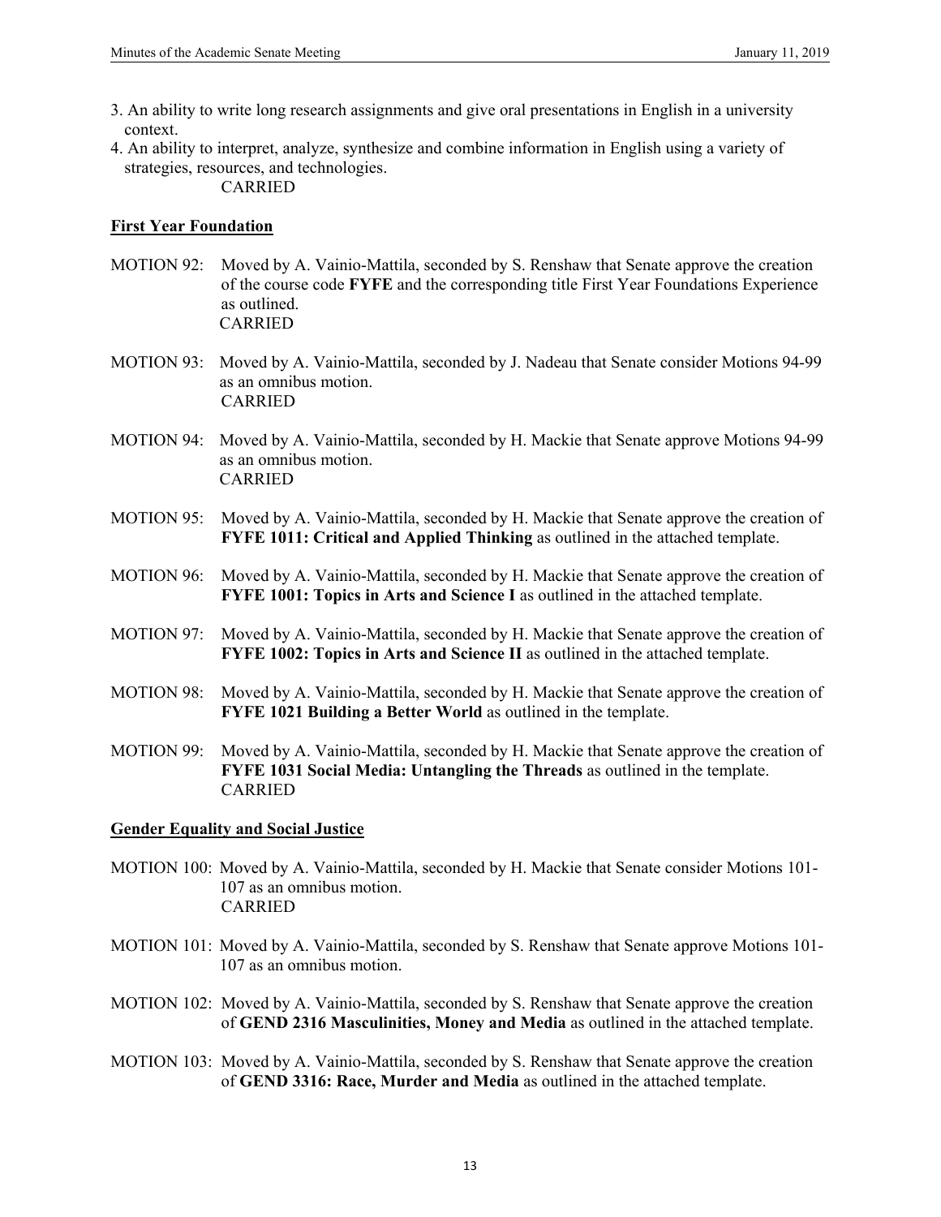3. An ability to write long research assignments and give oral presentations in English in a university context.
4. An ability to interpret, analyze, synthesize and combine information in English using a variety of strategies, resources, and technologies.

CARRIED

**First Year Foundation**

MOTION 92: Moved by A. Vainio-Mattila, seconded by S. Renshaw that Senate approve the creation of the course code **FYFE** and the corresponding title First Year Foundations Experience as outlined.
CARRIED

MOTION 93: Moved by A. Vainio-Mattila, seconded by J. Nadeau that Senate consider Motions 94-99 as an omnibus motion.
CARRIED

MOTION 94: Moved by A. Vainio-Mattila, seconded by H. Mackie that Senate approve Motions 94-99 as an omnibus motion.
CARRIED

MOTION 95: Moved by A. Vainio-Mattila, seconded by H. Mackie that Senate approve the creation of **FYFE 1011: Critical and Applied Thinking** as outlined in the attached template.

MOTION 96: Moved by A. Vainio-Mattila, seconded by H. Mackie that Senate approve the creation of **FYFE 1001: Topics in Arts and Science I** as outlined in the attached template.

MOTION 97: Moved by A. Vainio-Mattila, seconded by H. Mackie that Senate approve the creation of **FYFE 1002: Topics in Arts and Science II** as outlined in the attached template.

MOTION 98: Moved by A. Vainio-Mattila, seconded by H. Mackie that Senate approve the creation of **FYFE 1021 Building a Better World** as outlined in the template.

MOTION 99: Moved by A. Vainio-Mattila, seconded by H. Mackie that Senate approve the creation of **FYFE 1031 Social Media: Untangling the Threads** as outlined in the template.
CARRIED

**Gender Equality and Social Justice**

MOTION 100: Moved by A. Vainio-Mattila, seconded by H. Mackie that Senate consider Motions 101-107 as an omnibus motion.
CARRIED

MOTION 101: Moved by A. Vainio-Mattila, seconded by S. Renshaw that Senate approve Motions 101-107 as an omnibus motion.

MOTION 102: Moved by A. Vainio-Mattila, seconded by S. Renshaw that Senate approve the creation of **GEND 2316 Masculinities, Money and Media** as outlined in the attached template.

MOTION 103: Moved by A. Vainio-Mattila, seconded by S. Renshaw that Senate approve the creation of **GEND 3316: Race, Murder and Media** as outlined in the attached template.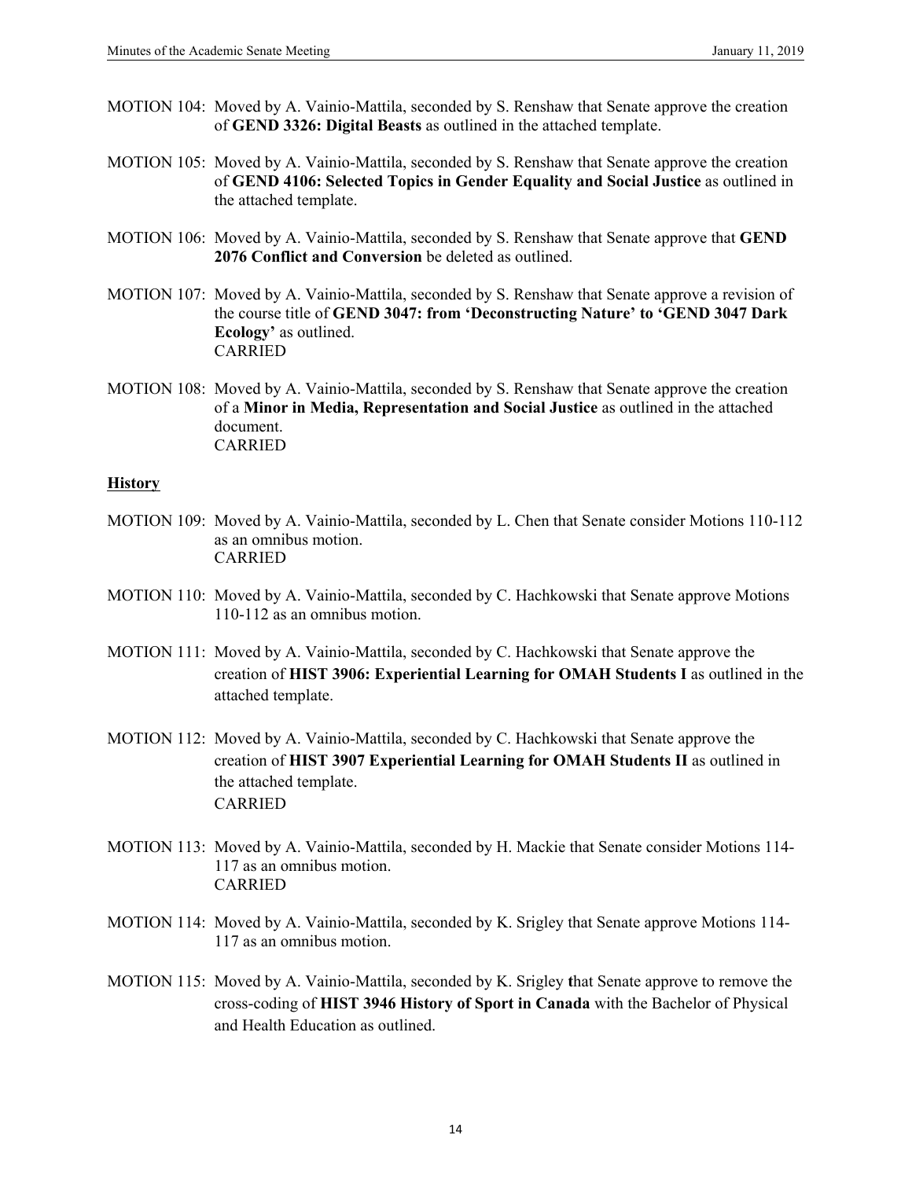MOTION 104: Moved by A. Vainio-Mattila, seconded by S. Renshaw that Senate approve the creation of **GEND 3326: Digital Beasts** as outlined in the attached template.

MOTION 105: Moved by A. Vainio-Mattila, seconded by S. Renshaw that Senate approve the creation of **GEND 4106: Selected Topics in Gender Equality and Social Justice** as outlined in the attached template.

MOTION 106: Moved by A. Vainio-Mattila, seconded by S. Renshaw that Senate approve that **GEND 2076 Conflict and Conversion** be deleted as outlined.

MOTION 107: Moved by A. Vainio-Mattila, seconded by S. Renshaw that Senate approve a revision of the course title of **GEND 3047: from 'Deconstructing Nature' to 'GEND 3047 Dark Ecology'** as outlined.
CARRIED

MOTION 108: Moved by A. Vainio-Mattila, seconded by S. Renshaw that Senate approve the creation of a **Minor in Media, Representation and Social Justice** as outlined in the attached document.
CARRIED

**History**

MOTION 109: Moved by A. Vainio-Mattila, seconded by L. Chen that Senate consider Motions 110-112 as an omnibus motion.
CARRIED

MOTION 110: Moved by A. Vainio-Mattila, seconded by C. Hachkowski that Senate approve Motions 110-112 as an omnibus motion.

MOTION 111: Moved by A. Vainio-Mattila, seconded by C. Hachkowski that Senate approve the creation of **HIST 3906: Experiential Learning for OMAH Students I** as outlined in the attached template.

MOTION 112: Moved by A. Vainio-Mattila, seconded by C. Hachkowski that Senate approve the creation of **HIST 3907 Experiential Learning for OMAH Students II** as outlined in the attached template.
CARRIED

MOTION 113: Moved by A. Vainio-Mattila, seconded by H. Mackie that Senate consider Motions 114-117 as an omnibus motion.
CARRIED

MOTION 114: Moved by A. Vainio-Mattila, seconded by K. Srigley that Senate approve Motions 114-117 as an omnibus motion.

MOTION 115: Moved by A. Vainio-Mattila, seconded by K. Srigley **t**hat Senate approve to remove the cross-coding of **HIST 3946 History of Sport in Canada** with the Bachelor of Physical and Health Education as outlined.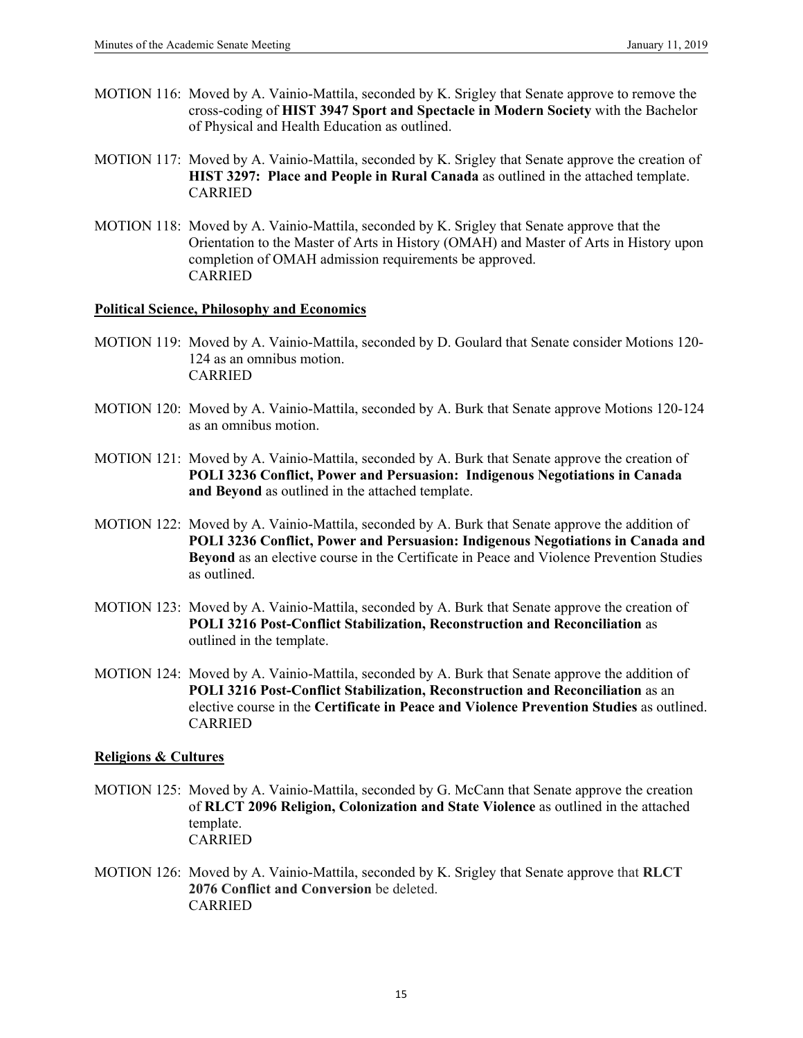MOTION 116: Moved by A. Vainio-Mattila, seconded by K. Srigley that Senate approve to remove the cross-coding of **HIST 3947 Sport and Spectacle in Modern Society** with the Bachelor of Physical and Health Education as outlined.

MOTION 117: Moved by A. Vainio-Mattila, seconded by K. Srigley that Senate approve the creation of **HIST 3297: Place and People in Rural Canada** as outlined in the attached template.
CARRIED

MOTION 118: Moved by A. Vainio-Mattila, seconded by K. Srigley that Senate approve that the Orientation to the Master of Arts in History (OMAH) and Master of Arts in History upon completion of OMAH admission requirements be approved.
CARRIED

**Political Science, Philosophy and Economics**

MOTION 119: Moved by A. Vainio-Mattila, seconded by D. Goulard that Senate consider Motions 120-124 as an omnibus motion.
CARRIED

MOTION 120: Moved by A. Vainio-Mattila, seconded by A. Burk that Senate approve Motions 120-124 as an omnibus motion.

MOTION 121: Moved by A. Vainio-Mattila, seconded by A. Burk that Senate approve the creation of **POLI 3236 Conflict, Power and Persuasion: Indigenous Negotiations in Canada and Beyond** as outlined in the attached template.

MOTION 122: Moved by A. Vainio-Mattila, seconded by A. Burk that Senate approve the addition of **POLI 3236 Conflict, Power and Persuasion: Indigenous Negotiations in Canada and Beyond** as an elective course in the Certificate in Peace and Violence Prevention Studies as outlined.

MOTION 123: Moved by A. Vainio-Mattila, seconded by A. Burk that Senate approve the creation of **POLI 3216 Post-Conflict Stabilization, Reconstruction and Reconciliation** as outlined in the template.

MOTION 124: Moved by A. Vainio-Mattila, seconded by A. Burk that Senate approve the addition of **POLI 3216 Post-Conflict Stabilization, Reconstruction and Reconciliation** as an elective course in the **Certificate in Peace and Violence Prevention Studies** as outlined.
CARRIED

**Religions & Cultures**

MOTION 125: Moved by A. Vainio-Mattila, seconded by G. McCann that Senate approve the creation of **RLCT 2096 Religion, Colonization and State Violence** as outlined in the attached template.
CARRIED

MOTION 126: Moved by A. Vainio-Mattila, seconded by K. Srigley that Senate approve that **RLCT 2076 Conflict and Conversion** be deleted.
CARRIED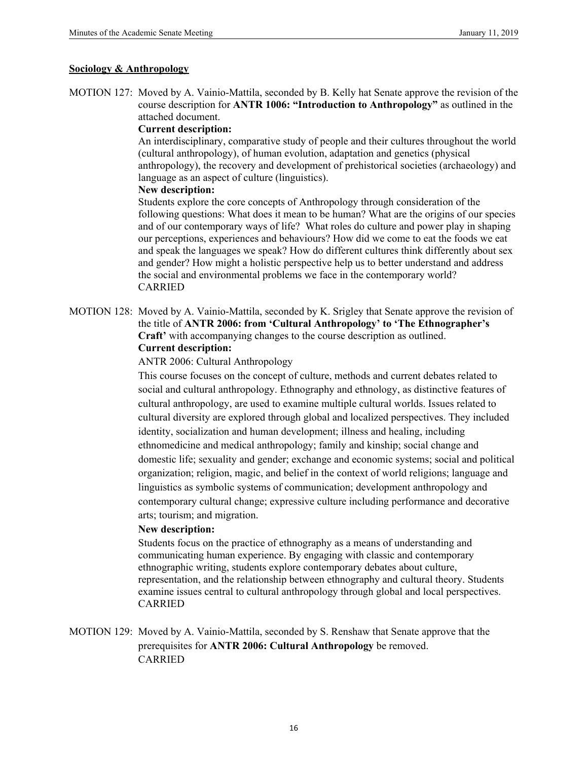**Sociology & Anthropology**

MOTION 127: Moved by A. Vainio-Mattila, seconded by B. Kelly hat Senate approve the revision of the course description for **ANTR 1006: "Introduction to Anthropology"** as outlined in the attached document.

**Current description:**

An interdisciplinary, comparative study of people and their cultures throughout the world (cultural anthropology), of human evolution, adaptation and genetics (physical anthropology), the recovery and development of prehistorical societies (archaeology) and language as an aspect of culture (linguistics).

**New description:**

Students explore the core concepts of Anthropology through consideration of the following questions: What does it mean to be human? What are the origins of our species and of our contemporary ways of life? What roles do culture and power play in shaping our perceptions, experiences and behaviours? How did we come to eat the foods we eat and speak the languages we speak? How do different cultures think differently about sex and gender? How might a holistic perspective help us to better understand and address the social and environmental problems we face in the contemporary world?

CARRIED

MOTION 128: Moved by A. Vainio-Mattila, seconded by K. Srigley that Senate approve the revision of the title of **ANTR 2006: from 'Cultural Anthropology' to 'The Ethnographer's Craft'** with accompanying changes to the course description as outlined.

**Current description:**

ANTR 2006: Cultural Anthropology

This course focuses on the concept of culture, methods and current debates related to social and cultural anthropology. Ethnography and ethnology, as distinctive features of cultural anthropology, are used to examine multiple cultural worlds. Issues related to cultural diversity are explored through global and localized perspectives. They included identity, socialization and human development; illness and healing, including ethnomedicine and medical anthropology; family and kinship; social change and domestic life; sexuality and gender; exchange and economic systems; social and political organization; religion, magic, and belief in the context of world religions; language and linguistics as symbolic systems of communication; development anthropology and contemporary cultural change; expressive culture including performance and decorative arts; tourism; and migration.

**New description:**

Students focus on the practice of ethnography as a means of understanding and communicating human experience. By engaging with classic and contemporary ethnographic writing, students explore contemporary debates about culture, representation, and the relationship between ethnography and cultural theory. Students examine issues central to cultural anthropology through global and local perspectives.

CARRIED

MOTION 129: Moved by A. Vainio-Mattila, seconded by S. Renshaw that Senate approve that the prerequisites for **ANTR 2006: Cultural Anthropology** be removed.

CARRIED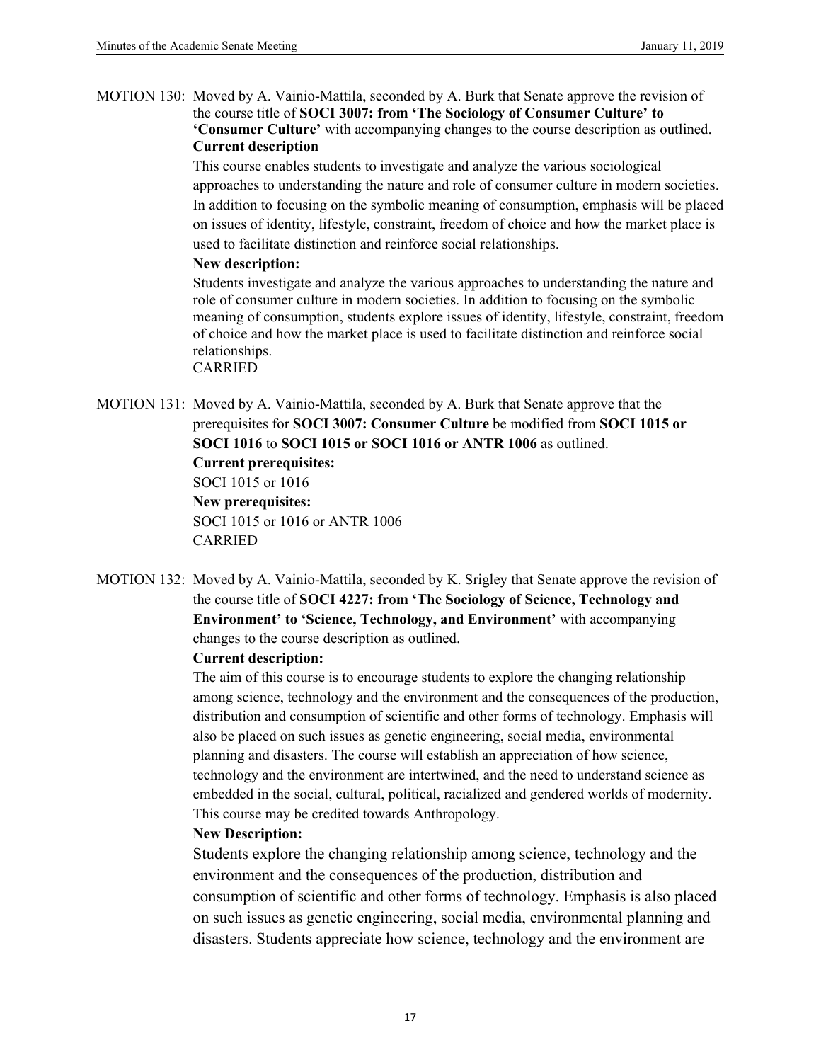MOTION 130: Moved by A. Vainio-Mattila, seconded by A. Burk that Senate approve the revision of the course title of **SOCI 3007: from 'The Sociology of Consumer Culture' to 'Consumer Culture'** with accompanying changes to the course description as outlined.

**Current description**

This course enables students to investigate and analyze the various sociological approaches to understanding the nature and role of consumer culture in modern societies. In addition to focusing on the symbolic meaning of consumption, emphasis will be placed on issues of identity, lifestyle, constraint, freedom of choice and how the market place is used to facilitate distinction and reinforce social relationships.

**New description:**

Students investigate and analyze the various approaches to understanding the nature and role of consumer culture in modern societies. In addition to focusing on the symbolic meaning of consumption, students explore issues of identity, lifestyle, constraint, freedom of choice and how the market place is used to facilitate distinction and reinforce social relationships.

CARRIED

MOTION 131: Moved by A. Vainio-Mattila, seconded by A. Burk that Senate approve that the prerequisites for **SOCI 3007: Consumer Culture** be modified from **SOCI 1015 or SOCI 1016** to **SOCI 1015 or SOCI 1016 or ANTR 1006** as outlined.

**Current prerequisites:**

SOCI 1015 or 1016

**New prerequisites:**

SOCI 1015 or 1016 or ANTR 1006

CARRIED

MOTION 132: Moved by A. Vainio-Mattila, seconded by K. Srigley that Senate approve the revision of the course title of **SOCI 4227: from 'The Sociology of Science, Technology and Environment' to 'Science, Technology, and Environment'** with accompanying changes to the course description as outlined.

**Current description:**

The aim of this course is to encourage students to explore the changing relationship among science, technology and the environment and the consequences of the production, distribution and consumption of scientific and other forms of technology. Emphasis will also be placed on such issues as genetic engineering, social media, environmental planning and disasters. The course will establish an appreciation of how science, technology and the environment are intertwined, and the need to understand science as embedded in the social, cultural, political, racialized and gendered worlds of modernity. This course may be credited towards Anthropology.

**New Description:**

Students explore the changing relationship among science, technology and the environment and the consequences of the production, distribution and consumption of scientific and other forms of technology. Emphasis is also placed on such issues as genetic engineering, social media, environmental planning and disasters. Students appreciate how science, technology and the environment are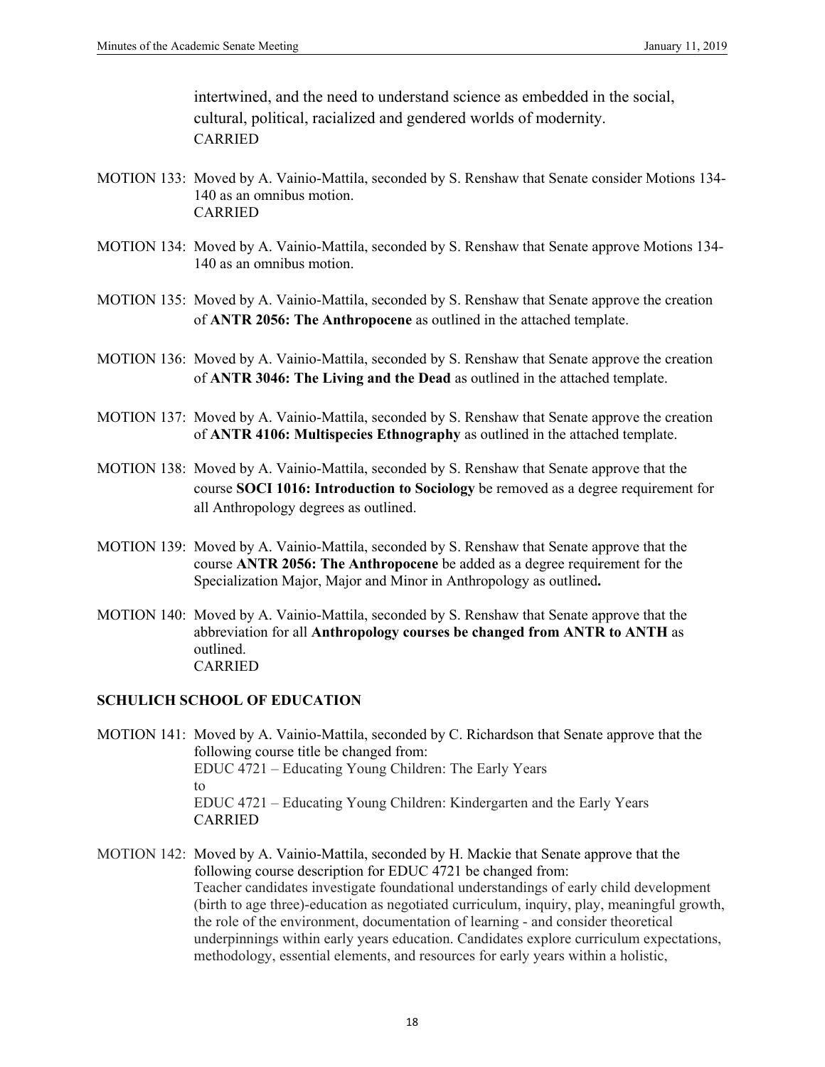intertwined, and the need to understand science as embedded in the social, cultural, political, racialized and gendered worlds of modernity.
CARRIED

MOTION 133: Moved by A. Vainio-Mattila, seconded by S. Renshaw that Senate consider Motions 134-140 as an omnibus motion.
CARRIED

MOTION 134: Moved by A. Vainio-Mattila, seconded by S. Renshaw that Senate approve Motions 134-140 as an omnibus motion.

MOTION 135: Moved by A. Vainio-Mattila, seconded by S. Renshaw that Senate approve the creation of **ANTR 2056: The Anthropocene** as outlined in the attached template.

MOTION 136: Moved by A. Vainio-Mattila, seconded by S. Renshaw that Senate approve the creation of **ANTR 3046: The Living and the Dead** as outlined in the attached template.

MOTION 137: Moved by A. Vainio-Mattila, seconded by S. Renshaw that Senate approve the creation of **ANTR 4106: Multispecies Ethnography** as outlined in the attached template.

MOTION 138: Moved by A. Vainio-Mattila, seconded by S. Renshaw that Senate approve that the course **SOCI 1016: Introduction to Sociology** be removed as a degree requirement for all Anthropology degrees as outlined.

MOTION 139: Moved by A. Vainio-Mattila, seconded by S. Renshaw that Senate approve that the course **ANTR 2056: The Anthropocene** be added as a degree requirement for the Specialization Major, Major and Minor in Anthropology as outlined**.**

MOTION 140: Moved by A. Vainio-Mattila, seconded by S. Renshaw that Senate approve that the abbreviation for all **Anthropology courses be changed from ANTR to ANTH** as outlined.
CARRIED

**SCHULICH SCHOOL OF EDUCATION**

MOTION 141: Moved by A. Vainio-Mattila, seconded by C. Richardson that Senate approve that the following course title be changed from:
EDUC 4721 – Educating Young Children: The Early Years
to
EDUC 4721 – Educating Young Children: Kindergarten and the Early Years
CARRIED

MOTION 142: Moved by A. Vainio-Mattila, seconded by H. Mackie that Senate approve that the following course description for EDUC 4721 be changed from:
Teacher candidates investigate foundational understandings of early child development (birth to age three)-education as negotiated curriculum, inquiry, play, meaningful growth, the role of the environment, documentation of learning - and consider theoretical underpinnings within early years education. Candidates explore curriculum expectations, methodology, essential elements, and resources for early years within a holistic,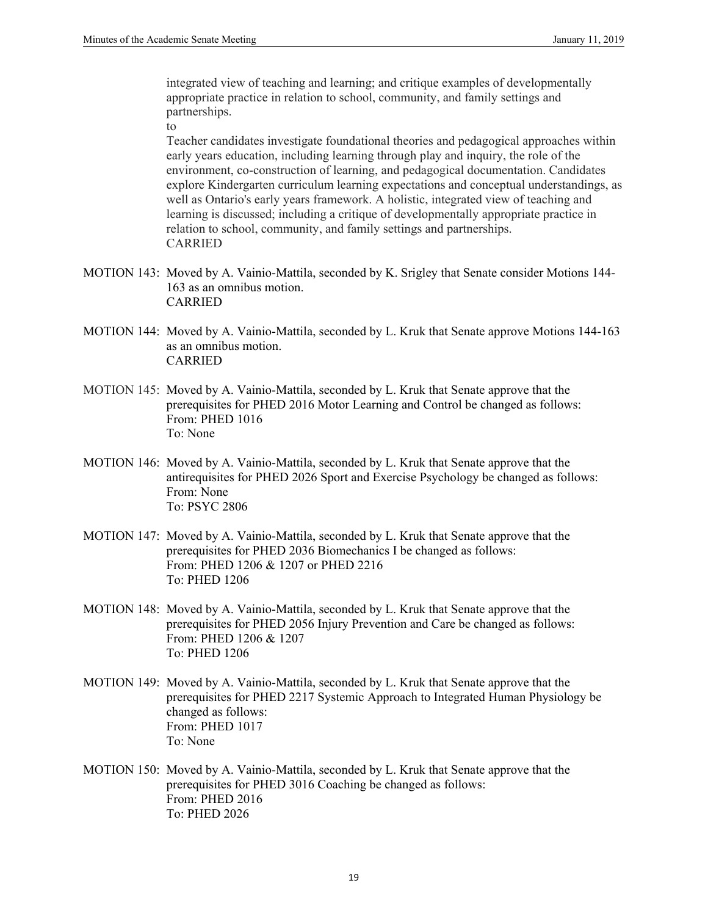integrated view of teaching and learning; and critique examples of developmentally appropriate practice in relation to school, community, and family settings and partnerships.
to
Teacher candidates investigate foundational theories and pedagogical approaches within early years education, including learning through play and inquiry, the role of the environment, co-construction of learning, and pedagogical documentation. Candidates explore Kindergarten curriculum learning expectations and conceptual understandings, as well as Ontario's early years framework. A holistic, integrated view of teaching and learning is discussed; including a critique of developmentally appropriate practice in relation to school, community, and family settings and partnerships.
CARRIED

MOTION 143: Moved by A. Vainio-Mattila, seconded by K. Srigley that Senate consider Motions 144-163 as an omnibus motion.
CARRIED

MOTION 144: Moved by A. Vainio-Mattila, seconded by L. Kruk that Senate approve Motions 144-163 as an omnibus motion.
CARRIED

MOTION 145: Moved by A. Vainio-Mattila, seconded by L. Kruk that Senate approve that the prerequisites for PHED 2016 Motor Learning and Control be changed as follows:
From: PHED 1016
To: None

MOTION 146: Moved by A. Vainio-Mattila, seconded by L. Kruk that Senate approve that the antirequisites for PHED 2026 Sport and Exercise Psychology be changed as follows:
From: None
To: PSYC 2806

MOTION 147: Moved by A. Vainio-Mattila, seconded by L. Kruk that Senate approve that the prerequisites for PHED 2036 Biomechanics I be changed as follows:
From: PHED 1206 & 1207 or PHED 2216
To: PHED 1206

MOTION 148: Moved by A. Vainio-Mattila, seconded by L. Kruk that Senate approve that the prerequisites for PHED 2056 Injury Prevention and Care be changed as follows:
From: PHED 1206 & 1207
To: PHED 1206

MOTION 149: Moved by A. Vainio-Mattila, seconded by L. Kruk that Senate approve that the prerequisites for PHED 2217 Systemic Approach to Integrated Human Physiology be changed as follows:
From: PHED 1017
To: None

MOTION 150: Moved by A. Vainio-Mattila, seconded by L. Kruk that Senate approve that the prerequisites for PHED 3016 Coaching be changed as follows:
From: PHED 2016
To: PHED 2026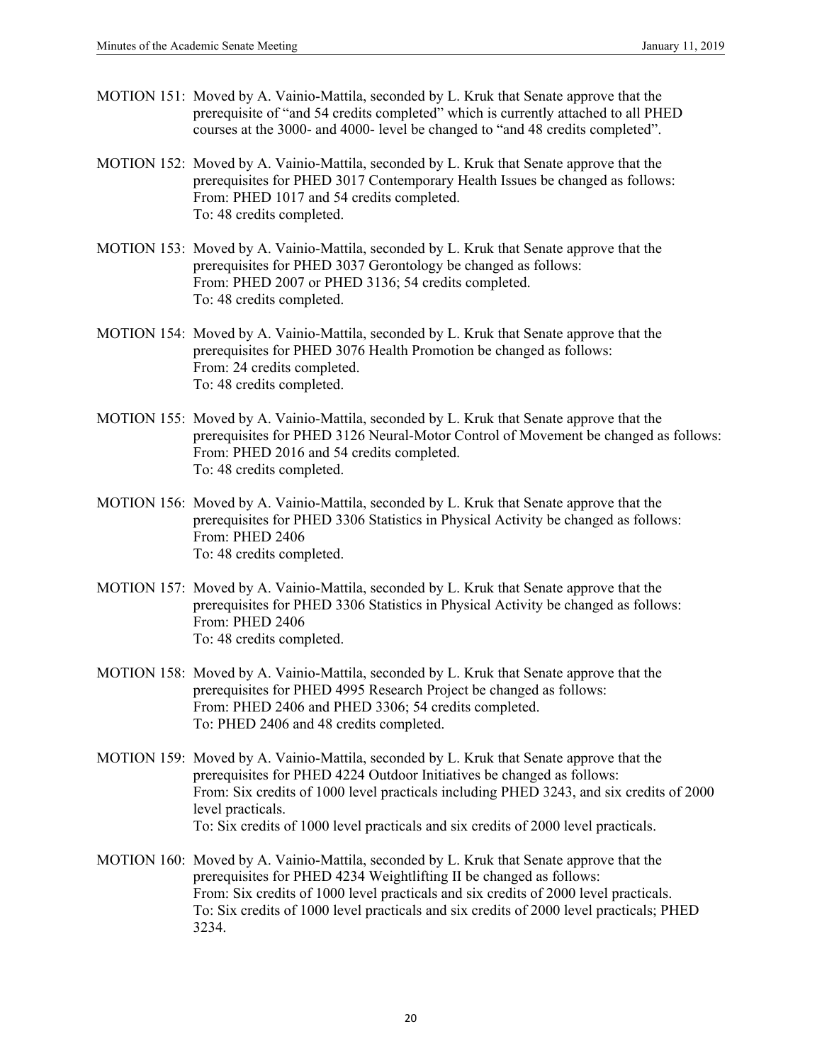MOTION 151: Moved by A. Vainio-Mattila, seconded by L. Kruk that Senate approve that the prerequisite of "and 54 credits completed" which is currently attached to all PHED courses at the 3000- and 4000- level be changed to "and 48 credits completed".

MOTION 152: Moved by A. Vainio-Mattila, seconded by L. Kruk that Senate approve that the prerequisites for PHED 3017 Contemporary Health Issues be changed as follows:
From: PHED 1017 and 54 credits completed.
To: 48 credits completed.

MOTION 153: Moved by A. Vainio-Mattila, seconded by L. Kruk that Senate approve that the prerequisites for PHED 3037 Gerontology be changed as follows:
From: PHED 2007 or PHED 3136; 54 credits completed.
To: 48 credits completed.

MOTION 154: Moved by A. Vainio-Mattila, seconded by L. Kruk that Senate approve that the prerequisites for PHED 3076 Health Promotion be changed as follows:
From: 24 credits completed.
To: 48 credits completed.

MOTION 155: Moved by A. Vainio-Mattila, seconded by L. Kruk that Senate approve that the prerequisites for PHED 3126 Neural-Motor Control of Movement be changed as follows:
From: PHED 2016 and 54 credits completed.
To: 48 credits completed.

MOTION 156: Moved by A. Vainio-Mattila, seconded by L. Kruk that Senate approve that the prerequisites for PHED 3306 Statistics in Physical Activity be changed as follows:
From: PHED 2406
To: 48 credits completed.

MOTION 157: Moved by A. Vainio-Mattila, seconded by L. Kruk that Senate approve that the prerequisites for PHED 3306 Statistics in Physical Activity be changed as follows:
From: PHED 2406
To: 48 credits completed.

MOTION 158: Moved by A. Vainio-Mattila, seconded by L. Kruk that Senate approve that the prerequisites for PHED 4995 Research Project be changed as follows:
From: PHED 2406 and PHED 3306; 54 credits completed.
To: PHED 2406 and 48 credits completed.

MOTION 159: Moved by A. Vainio-Mattila, seconded by L. Kruk that Senate approve that the prerequisites for PHED 4224 Outdoor Initiatives be changed as follows:
From: Six credits of 1000 level practicals including PHED 3243, and six credits of 2000 level practicals.
To: Six credits of 1000 level practicals and six credits of 2000 level practicals.

MOTION 160: Moved by A. Vainio-Mattila, seconded by L. Kruk that Senate approve that the prerequisites for PHED 4234 Weightlifting II be changed as follows:
From: Six credits of 1000 level practicals and six credits of 2000 level practicals.
To: Six credits of 1000 level practicals and six credits of 2000 level practicals; PHED 3234.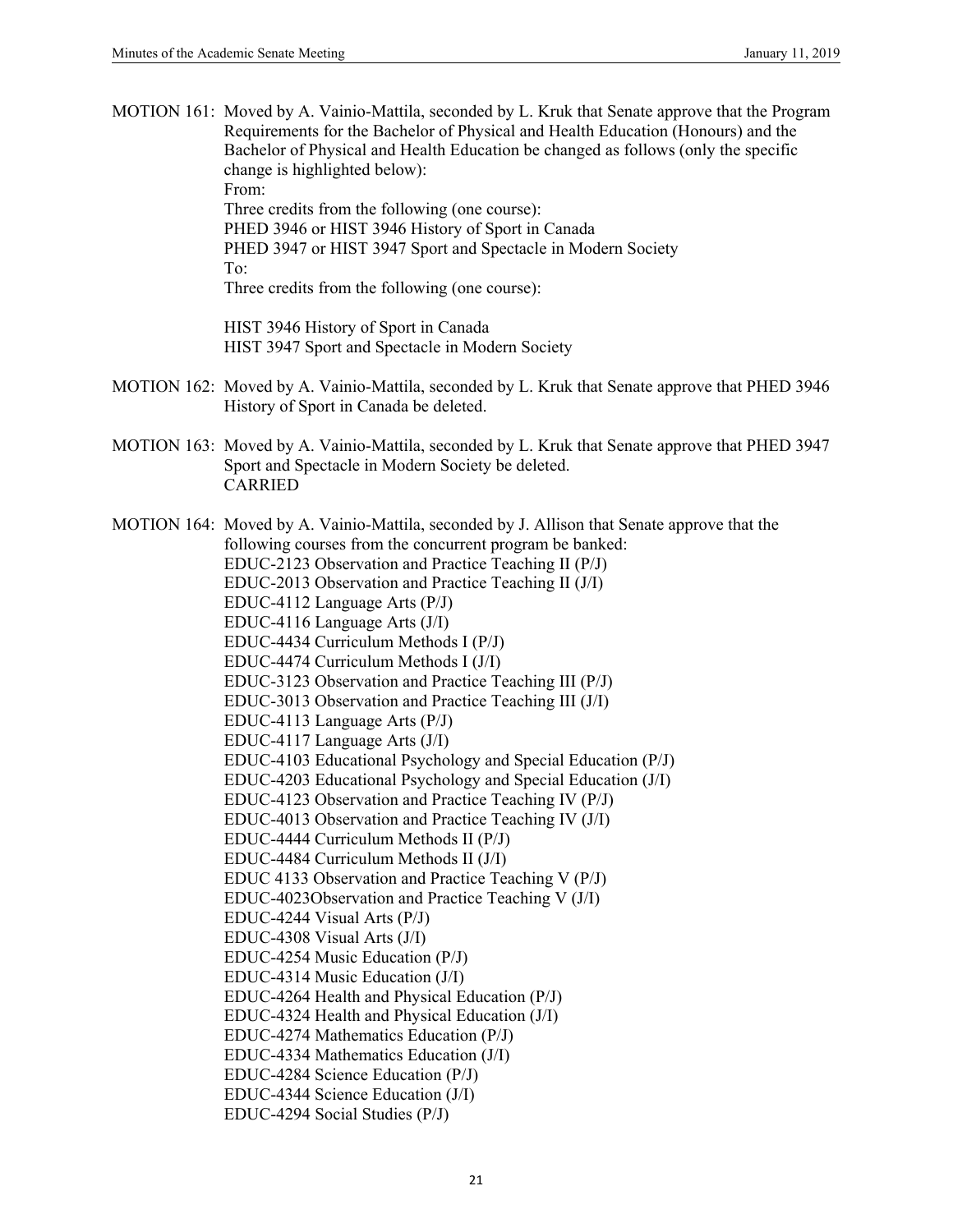MOTION 161: Moved by A. Vainio-Mattila, seconded by L. Kruk that Senate approve that the Program Requirements for the Bachelor of Physical and Health Education (Honours) and the Bachelor of Physical and Health Education be changed as follows (only the specific change is highlighted below):

From:

Three credits from the following (one course):

PHED 3946 or HIST 3946 History of Sport in Canada

PHED 3947 or HIST 3947 Sport and Spectacle in Modern Society

To:

Three credits from the following (one course):

HIST 3946 History of Sport in Canada

HIST 3947 Sport and Spectacle in Modern Society

MOTION 162: Moved by A. Vainio-Mattila, seconded by L. Kruk that Senate approve that PHED 3946 History of Sport in Canada be deleted.

MOTION 163: Moved by A. Vainio-Mattila, seconded by L. Kruk that Senate approve that PHED 3947 Sport and Spectacle in Modern Society be deleted.

CARRIED

MOTION 164: Moved by A. Vainio-Mattila, seconded by J. Allison that Senate approve that the following courses from the concurrent program be banked:

EDUC-2123 Observation and Practice Teaching II (P/J)
EDUC-2013 Observation and Practice Teaching II (J/I)
EDUC-4112 Language Arts (P/J)
EDUC-4116 Language Arts (J/I)
EDUC-4434 Curriculum Methods I (P/J)
EDUC-4474 Curriculum Methods I (J/I)
EDUC-3123 Observation and Practice Teaching III (P/J)
EDUC-3013 Observation and Practice Teaching III (J/I)
EDUC-4113 Language Arts (P/J)
EDUC-4117 Language Arts (J/I)
EDUC-4103 Educational Psychology and Special Education (P/J)
EDUC-4203 Educational Psychology and Special Education (J/I)
EDUC-4123 Observation and Practice Teaching IV (P/J)
EDUC-4013 Observation and Practice Teaching IV (J/I)
EDUC-4444 Curriculum Methods II (P/J)
EDUC-4484 Curriculum Methods II (J/I)
EDUC 4133 Observation and Practice Teaching V (P/J)
EDUC-4023Observation and Practice Teaching V (J/I)
EDUC-4244 Visual Arts (P/J)
EDUC-4308 Visual Arts (J/I)
EDUC-4254 Music Education (P/J)
EDUC-4314 Music Education (J/I)
EDUC-4264 Health and Physical Education (P/J)
EDUC-4324 Health and Physical Education (J/I)
EDUC-4274 Mathematics Education (P/J)
EDUC-4334 Mathematics Education (J/I)
EDUC-4284 Science Education (P/J)
EDUC-4344 Science Education (J/I)
EDUC-4294 Social Studies (P/J)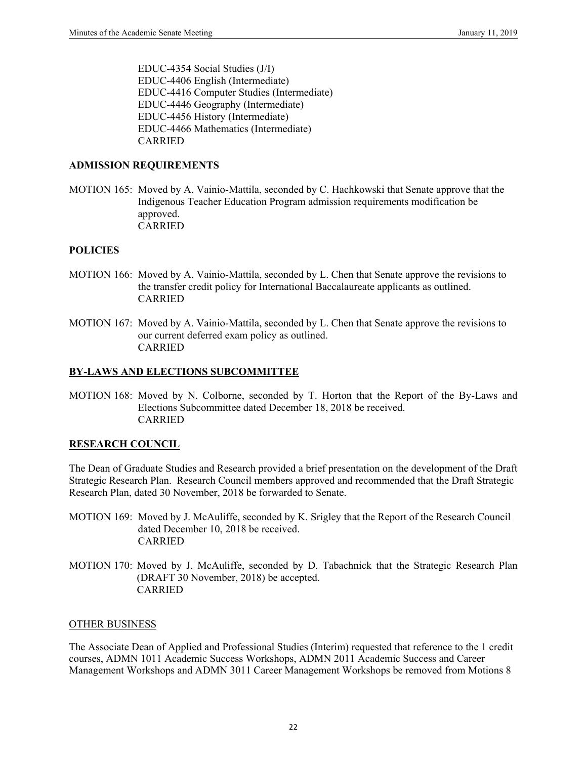EDUC-4354 Social Studies (J/I)
EDUC-4406 English (Intermediate)
EDUC-4416 Computer Studies (Intermediate)
EDUC-4446 Geography (Intermediate)
EDUC-4456 History (Intermediate)
EDUC-4466 Mathematics (Intermediate)
CARRIED

**ADMISSION REQUIREMENTS**

MOTION 165: Moved by A. Vainio-Mattila, seconded by C. Hachkowski that Senate approve that the Indigenous Teacher Education Program admission requirements modification be approved.
CARRIED

**POLICIES**

MOTION 166: Moved by A. Vainio-Mattila, seconded by L. Chen that Senate approve the revisions to the transfer credit policy for International Baccalaureate applicants as outlined.
CARRIED

MOTION 167: Moved by A. Vainio-Mattila, seconded by L. Chen that Senate approve the revisions to our current deferred exam policy as outlined.
CARRIED

**BY-LAWS AND ELECTIONS SUBCOMMITTEE**

MOTION 168: Moved by N. Colborne, seconded by T. Horton that the Report of the By-Laws and Elections Subcommittee dated December 18, 2018 be received.
CARRIED

**RESEARCH COUNCIL**

The Dean of Graduate Studies and Research provided a brief presentation on the development of the Draft Strategic Research Plan. Research Council members approved and recommended that the Draft Strategic Research Plan, dated 30 November, 2018 be forwarded to Senate.

MOTION 169: Moved by J. McAuliffe, seconded by K. Srigley that the Report of the Research Council dated December 10, 2018 be received.
CARRIED

MOTION 170: Moved by J. McAuliffe, seconded by D. Tabachnick that the Strategic Research Plan (DRAFT 30 November, 2018) be accepted.
CARRIED

OTHER BUSINESS

The Associate Dean of Applied and Professional Studies (Interim) requested that reference to the 1 credit courses, ADMN 1011 Academic Success Workshops, ADMN 2011 Academic Success and Career Management Workshops and ADMN 3011 Career Management Workshops be removed from Motions 8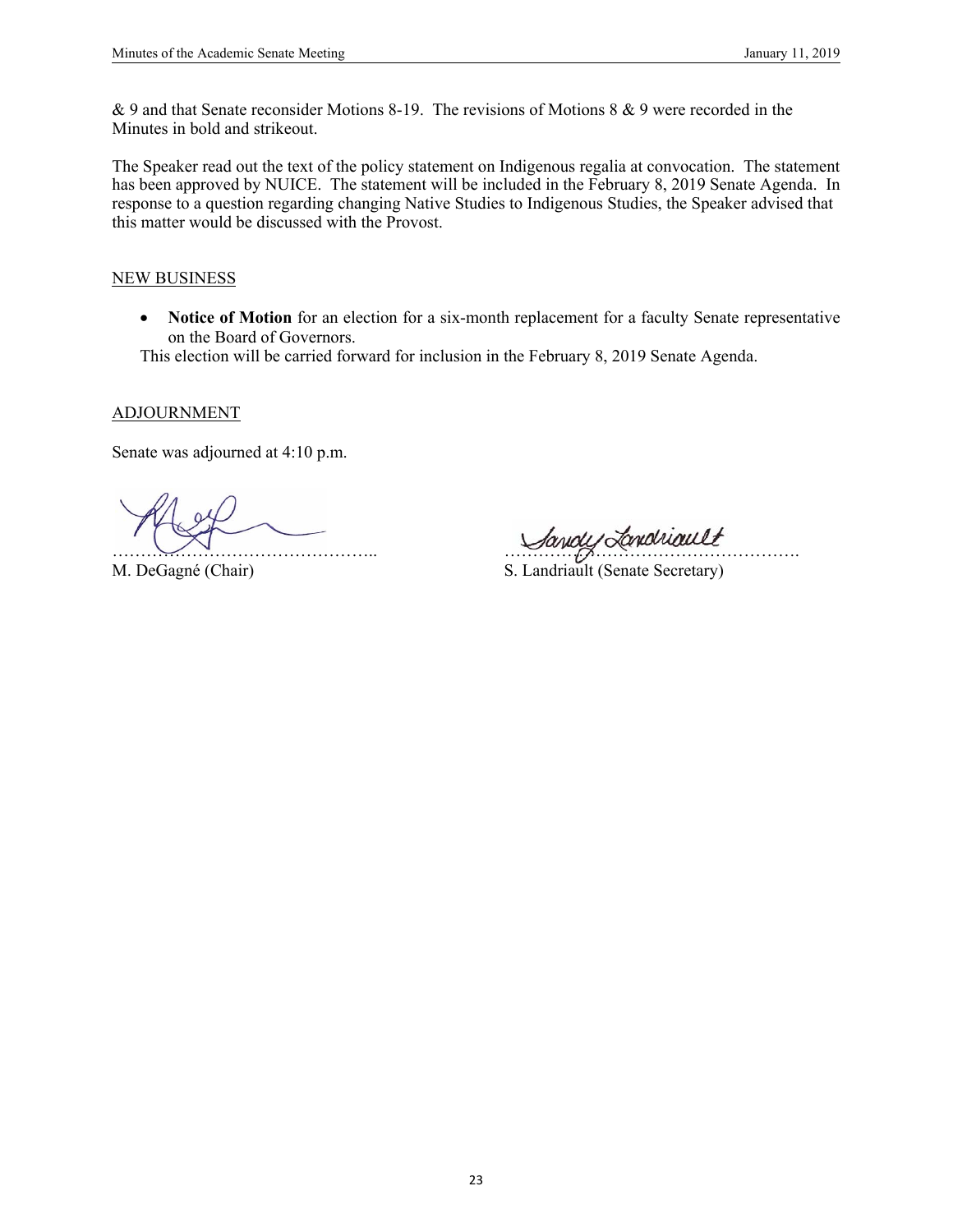& 9 and that Senate reconsider Motions 8-19. The revisions of Motions 8 & 9 were recorded in the Minutes in bold and strikeout.

The Speaker read out the text of the policy statement on Indigenous regalia at convocation. The statement has been approved by NUICE. The statement will be included in the February 8, 2019 Senate Agenda. In response to a question regarding changing Native Studies to Indigenous Studies, the Speaker advised that this matter would be discussed with the Provost.

## NEW BUSINESS

- **Notice of Motion** for an election for a six-month replacement for a faculty Senate representative on the Board of Governors.

This election will be carried forward for inclusion in the February 8, 2019 Senate Agenda.

## ADJOURNMENT

Senate was adjourned at 4:10 p.m.

……………………………………….. ……………………………………………

M. DeGagné (Chair) S. Landriault (Senate Secretary)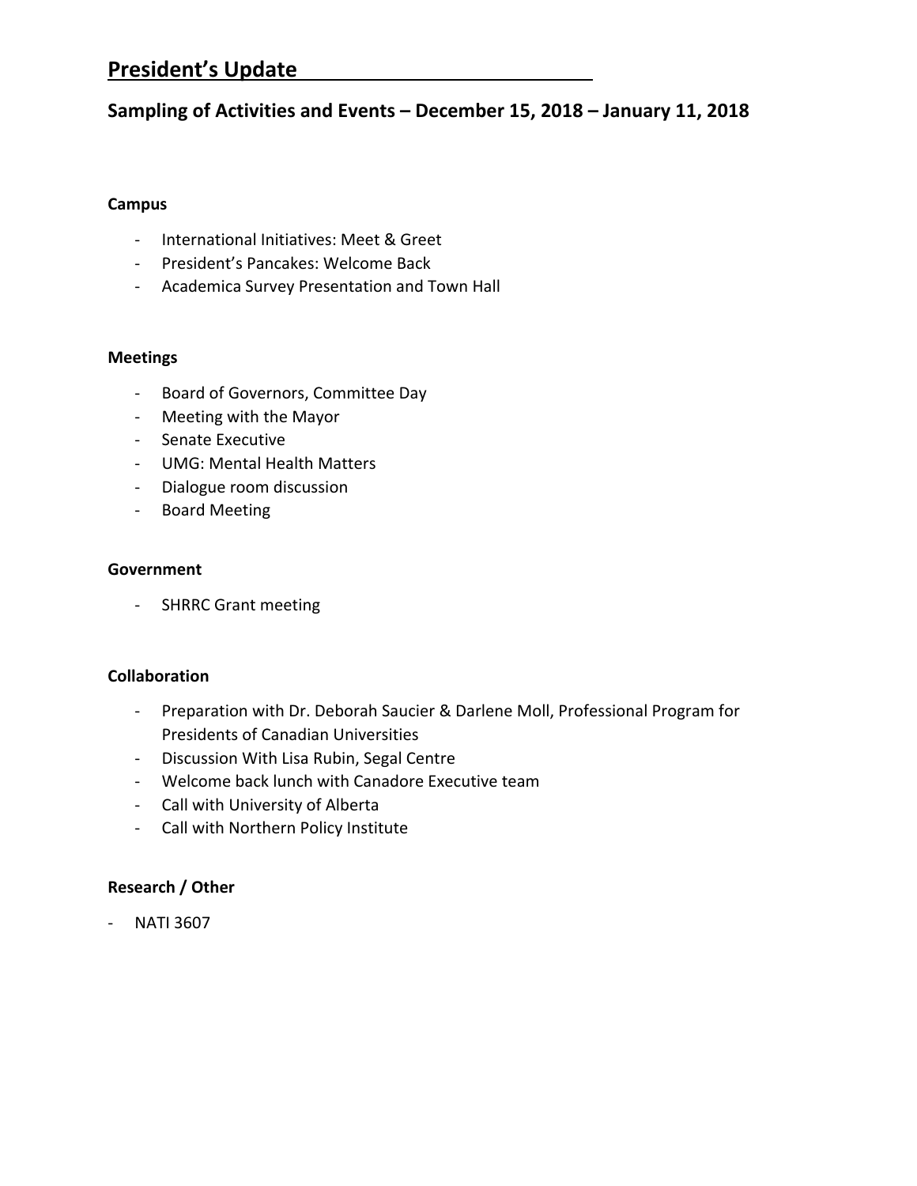# President's Update

## Sampling of Activities and Events – December 15, 2018 – January 11, 2018

**Campus**

- International Initiatives: Meet & Greet
- President's Pancakes: Welcome Back
- Academica Survey Presentation and Town Hall

**Meetings**

- Board of Governors, Committee Day
- Meeting with the Mayor
- Senate Executive
- UMG: Mental Health Matters
- Dialogue room discussion
- Board Meeting

**Government**

- SHRRC Grant meeting

**Collaboration**

- Preparation with Dr. Deborah Saucier & Darlene Moll, Professional Program for Presidents of Canadian Universities
- Discussion With Lisa Rubin, Segal Centre
- Welcome back lunch with Canadore Executive team
- Call with University of Alberta
- Call with Northern Policy Institute

**Research / Other**

- NATI 3607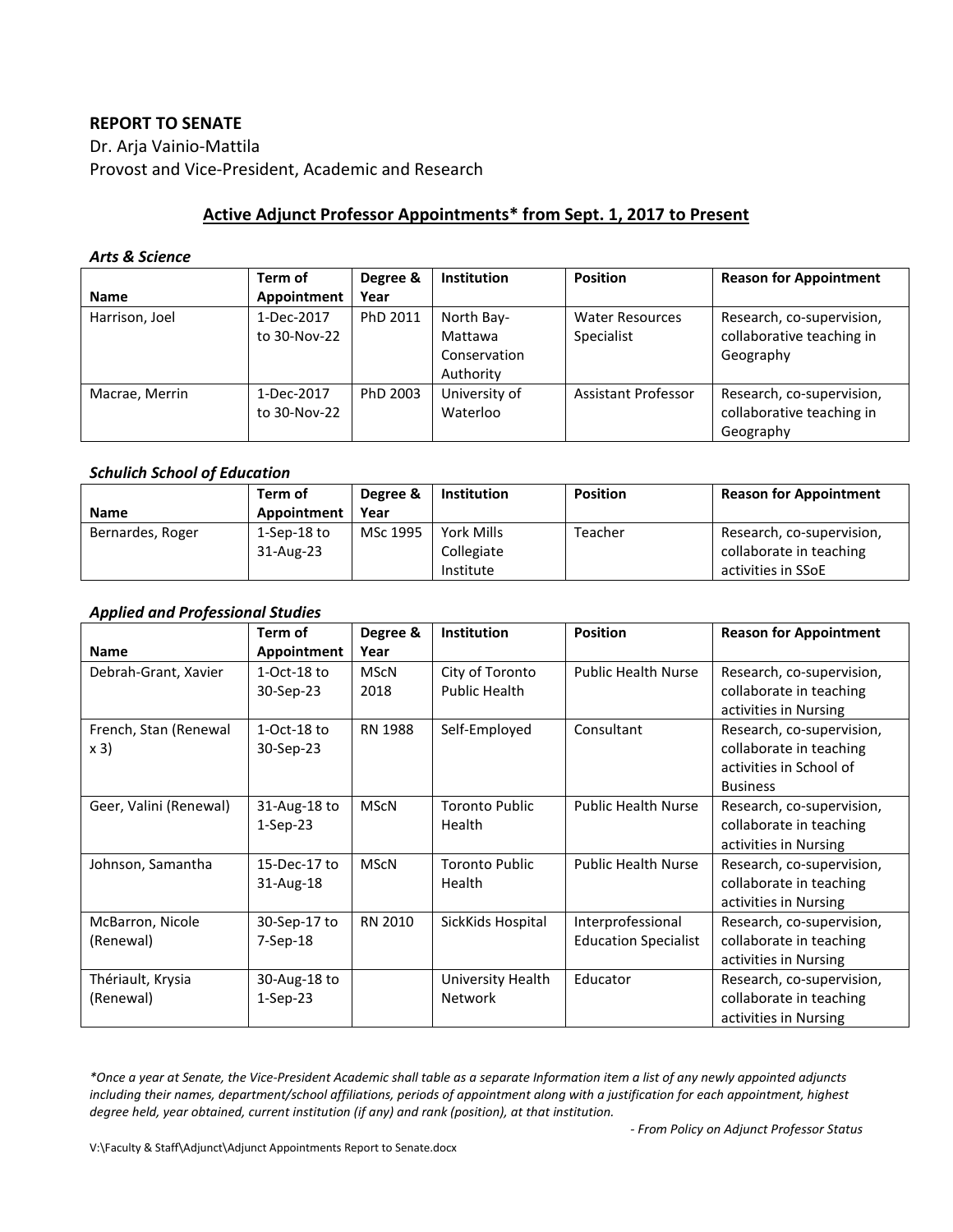**REPORT TO SENATE**
Dr. Arja Vainio-Mattila
Provost and Vice-President, Academic and Research

## Active Adjunct Professor Appointments* from Sept. 1, 2017 to Present

***Arts & Science***

| Name | Term of Appointment | Degree & Year | Institution | Position | Reason for Appointment |
|---|---|---|---|---|---|
| Harrison, Joel | 1-Dec-2017 to 30-Nov-22 | PhD 2011 | North Bay-Mattawa Conservation Authority | Water Resources Specialist | Research, co-supervision, collaborative teaching in Geography |
| Macrae, Merrin | 1-Dec-2017 to 30-Nov-22 | PhD 2003 | University of Waterloo | Assistant Professor | Research, co-supervision, collaborative teaching in Geography |

***Schulich School of Education***

| Name | Term of Appointment | Degree & Year | Institution | Position | Reason for Appointment |
|---|---|---|---|---|---|
| Bernardes, Roger | 1-Sep-18 to 31-Aug-23 | MSc 1995 | York Mills Collegiate Institute | Teacher | Research, co-supervision, collaborate in teaching activities in SSoE |

***Applied and Professional Studies***

| Name | Term of Appointment | Degree & Year | Institution | Position | Reason for Appointment |
|---|---|---|---|---|---|
| Debrah-Grant, Xavier | 1-Oct-18 to 30-Sep-23 | MScN 2018 | City of Toronto Public Health | Public Health Nurse | Research, co-supervision, collaborate in teaching activities in Nursing |
| French, Stan (Renewal x 3) | 1-Oct-18 to 30-Sep-23 | RN 1988 | Self-Employed | Consultant | Research, co-supervision, collaborate in teaching activities in School of Business |
| Geer, Valini (Renewal) | 31-Aug-18 to 1-Sep-23 | MScN | Toronto Public Health | Public Health Nurse | Research, co-supervision, collaborate in teaching activities in Nursing |
| Johnson, Samantha | 15-Dec-17 to 31-Aug-18 | MScN | Toronto Public Health | Public Health Nurse | Research, co-supervision, collaborate in teaching activities in Nursing |
| McBarron, Nicole (Renewal) | 30-Sep-17 to 7-Sep-18 | RN 2010 | SickKids Hospital | Interprofessional Education Specialist | Research, co-supervision, collaborate in teaching activities in Nursing |
| Thériault, Krysia (Renewal) | 30-Aug-18 to 1-Sep-23 | | University Health Network | Educator | Research, co-supervision, collaborate in teaching activities in Nursing |

**Once a year at Senate, the Vice-President Academic shall table as a separate Information item a list of any newly appointed adjuncts including their names, department/school affiliations, periods of appointment along with a justification for each appointment, highest degree held, year obtained, current institution (if any) and rank (position), at that institution.*

*- From Policy on Adjunct Professor Status*

V:\Faculty & Staff\Adjunct\Adjunct Appointments Report to Senate.docx